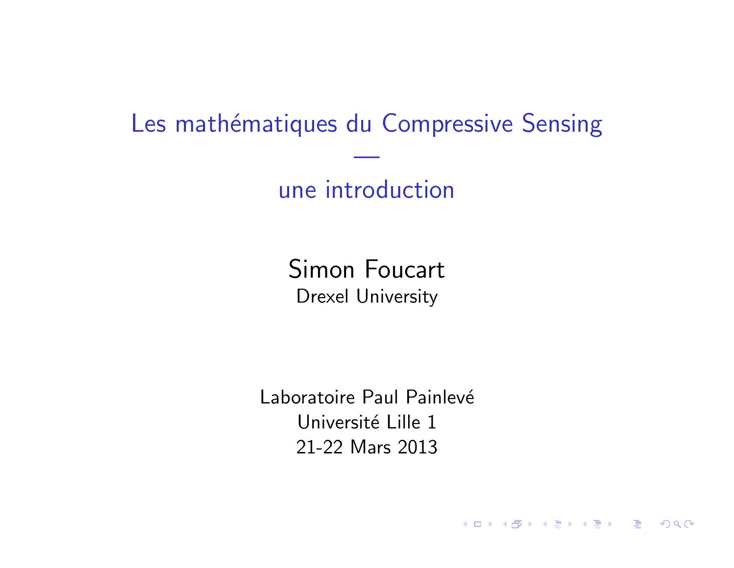# Les mathématiques du Compressive Sensing

—

## une introduction

Simon Foucart
Drexel University

Laboratoire Paul Painlevé
Université Lille 1
21-22 Mars 2013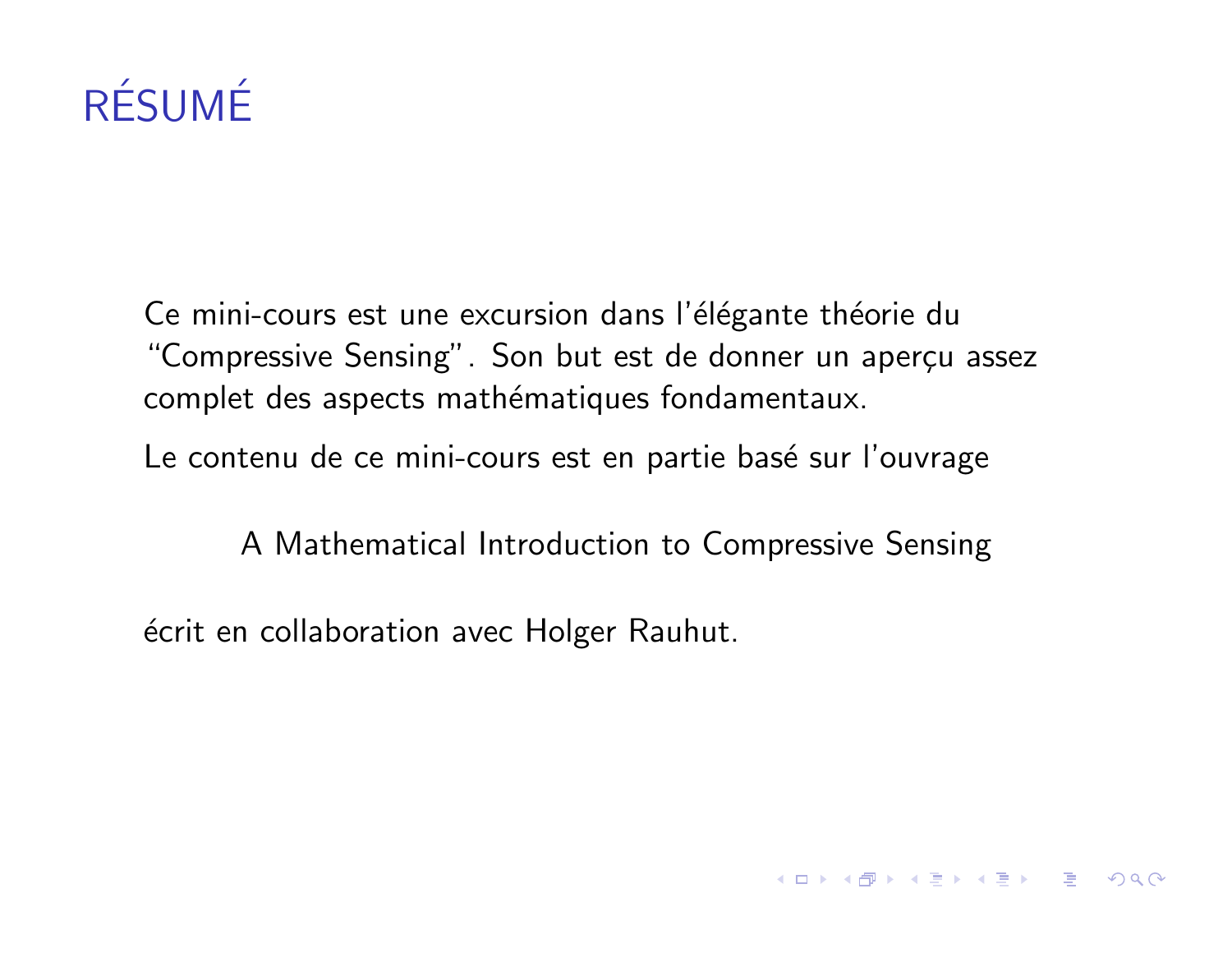# RÉSUMÉ

Ce mini-cours est une excursion dans l'élégante théorie du "Compressive Sensing". Son but est de donner un aperçu assez complet des aspects mathématiques fondamentaux.

Le contenu de ce mini-cours est en partie basé sur l'ouvrage

A Mathematical Introduction to Compressive Sensing

écrit en collaboration avec Holger Rauhut.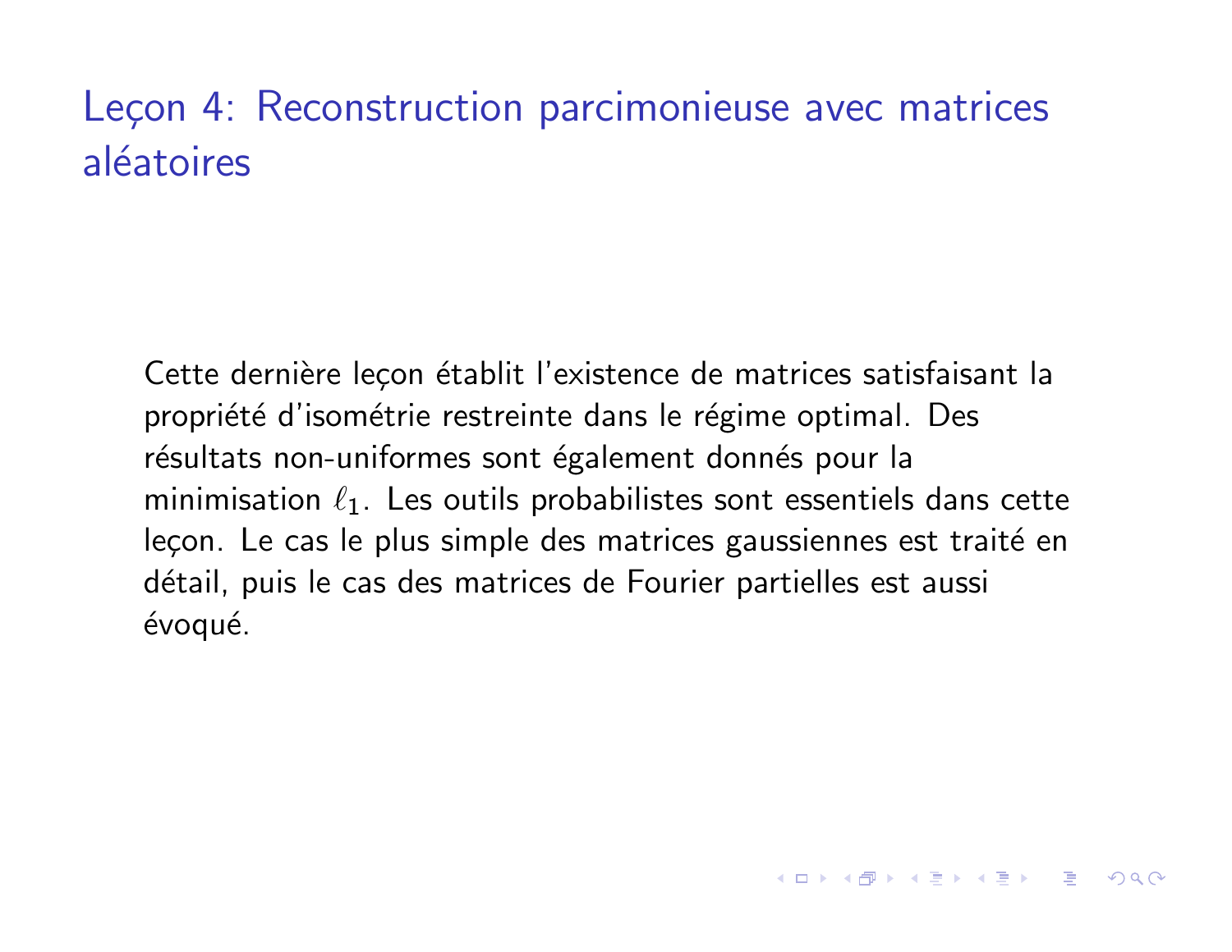# Leçon 4: Reconstruction parcimonieuse avec matrices aléatoires

Cette dernière leçon établit l'existence de matrices satisfaisant la propriété d'isométrie restreinte dans le régime optimal. Des résultats non-uniformes sont également donnés pour la minimisation $\ell_1$. Les outils probabilistes sont essentiels dans cette leçon. Le cas le plus simple des matrices gaussiennes est traité en détail, puis le cas des matrices de Fourier partielles est aussi évoqué.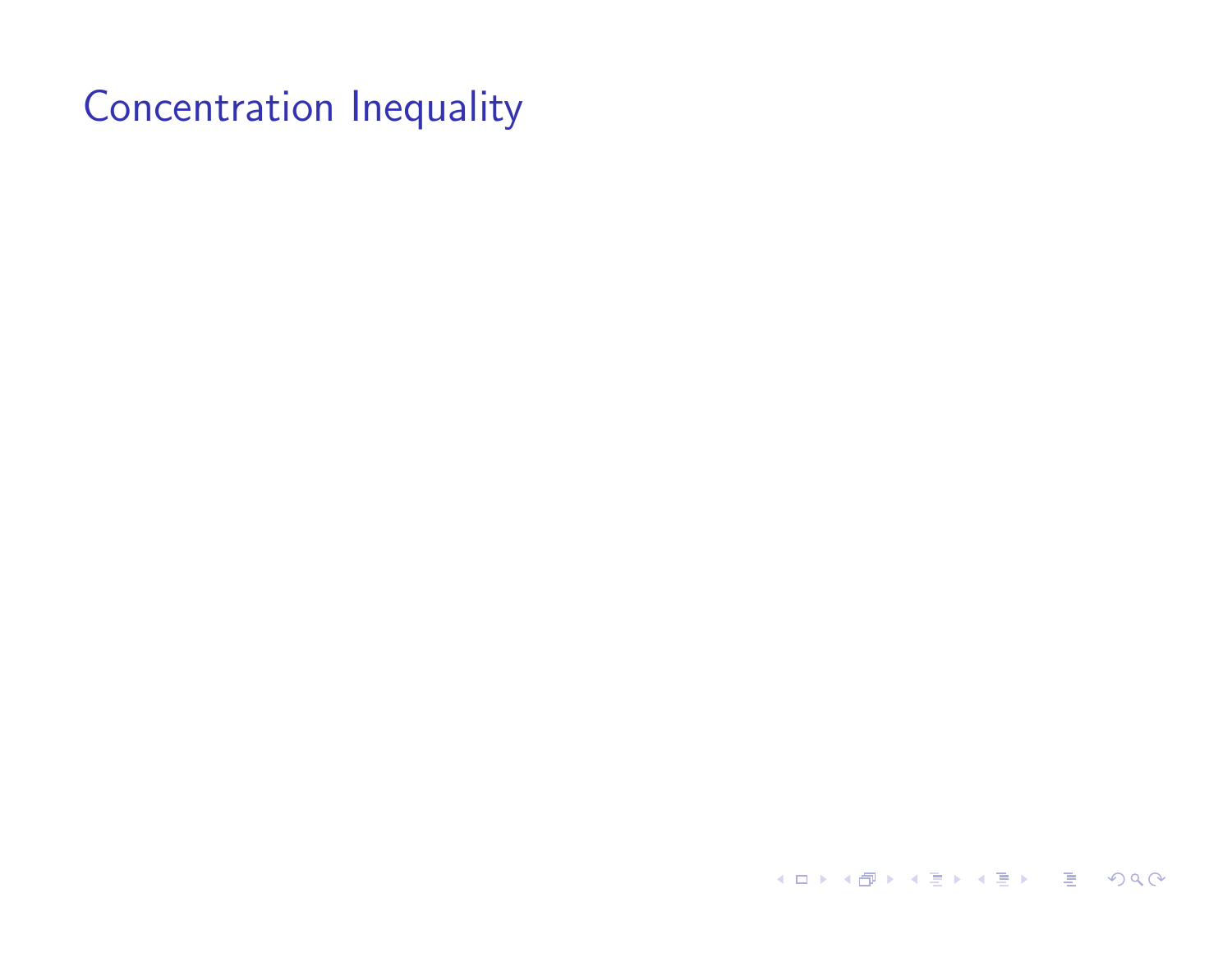# Concentration Inequality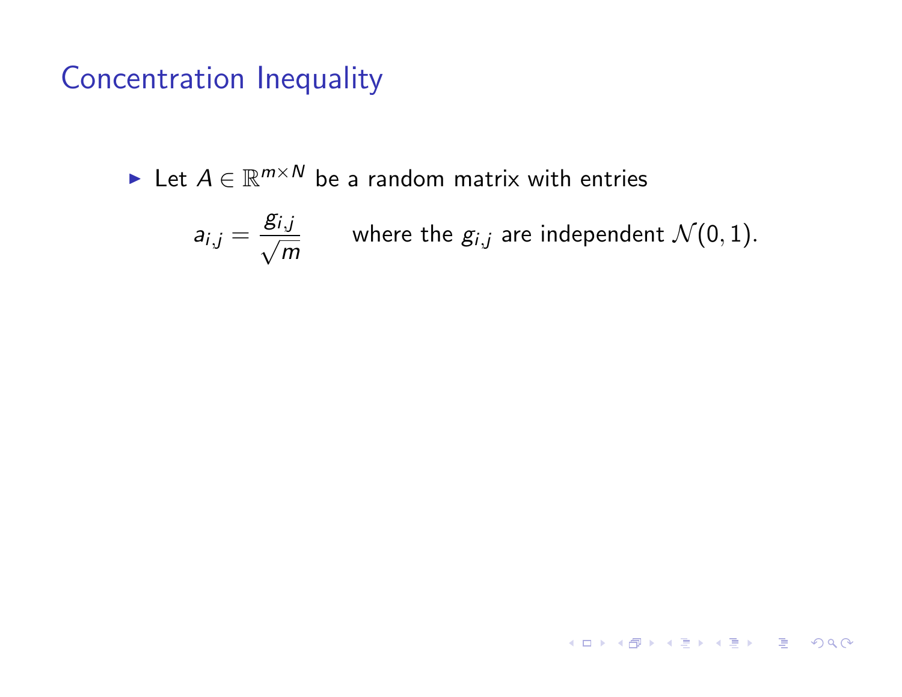# Concentration Inequality

- Let $A \in \mathbb{R}^{m \times N}$ be a random matrix with entries

$$a_{i,j} = \frac{g_{i,j}}{\sqrt{m}} \qquad \text{where the } g_{i,j} \text{ are independent } \mathcal{N}(0,1).$$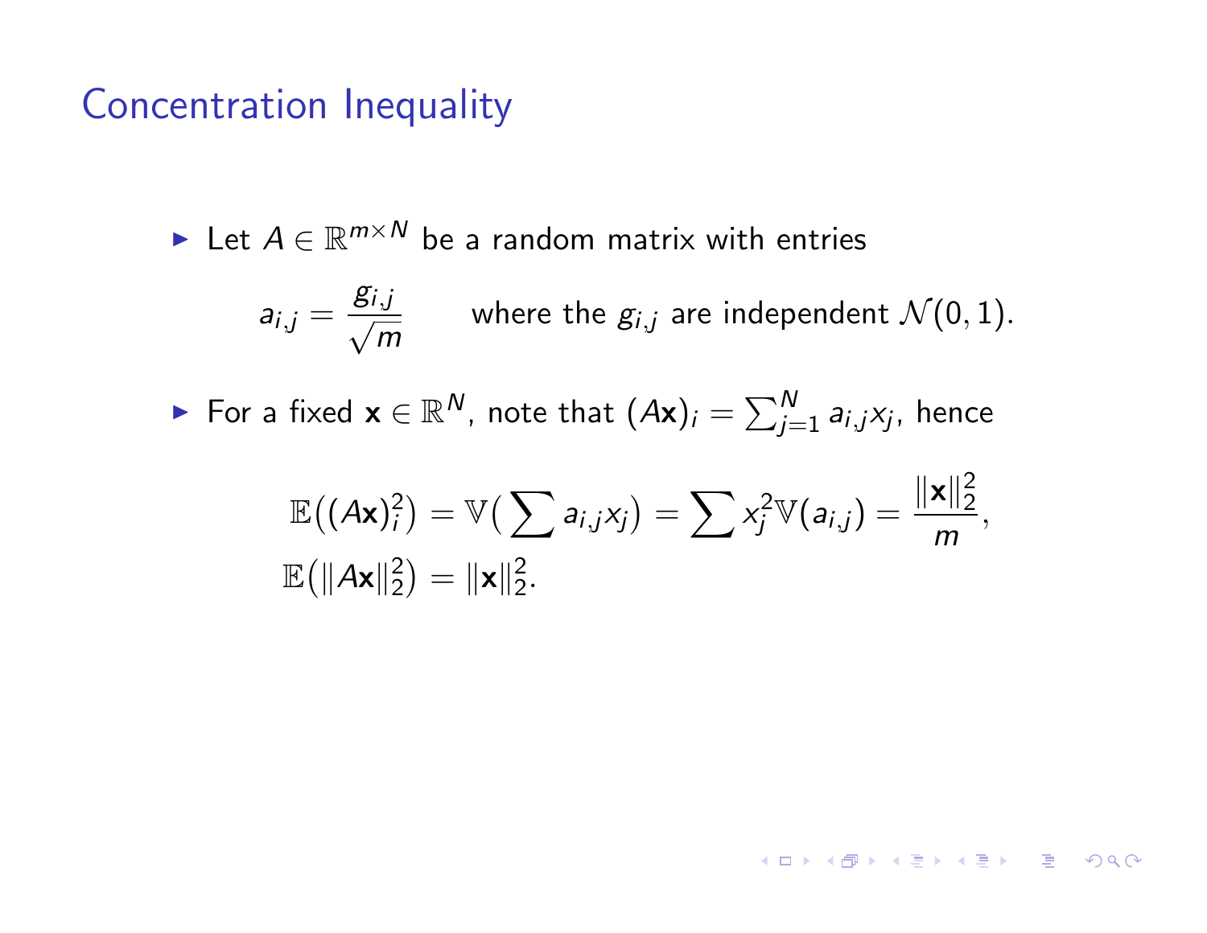# Concentration Inequality

- Let $A \in \mathbb{R}^{m \times N}$ be a random matrix with entries

$$a_{i,j} = \frac{g_{i,j}}{\sqrt{m}} \qquad \text{where the } g_{i,j} \text{ are independent } \mathcal{N}(0,1).$$

- For a fixed $\mathbf{x} \in \mathbb{R}^N$, note that $(A\mathbf{x})_i = \sum_{j=1}^N a_{i,j} x_j$, hence

$$\mathbb{E}\big((A\mathbf{x})_i^2\big) = \mathbb{V}\big(\sum a_{i,j} x_j\big) = \sum x_j^2 \mathbb{V}(a_{i,j}) = \frac{\|\mathbf{x}\|_2^2}{m},$$

$$\mathbb{E}\big(\|A\mathbf{x}\|_2^2\big) = \|\mathbf{x}\|_2^2.$$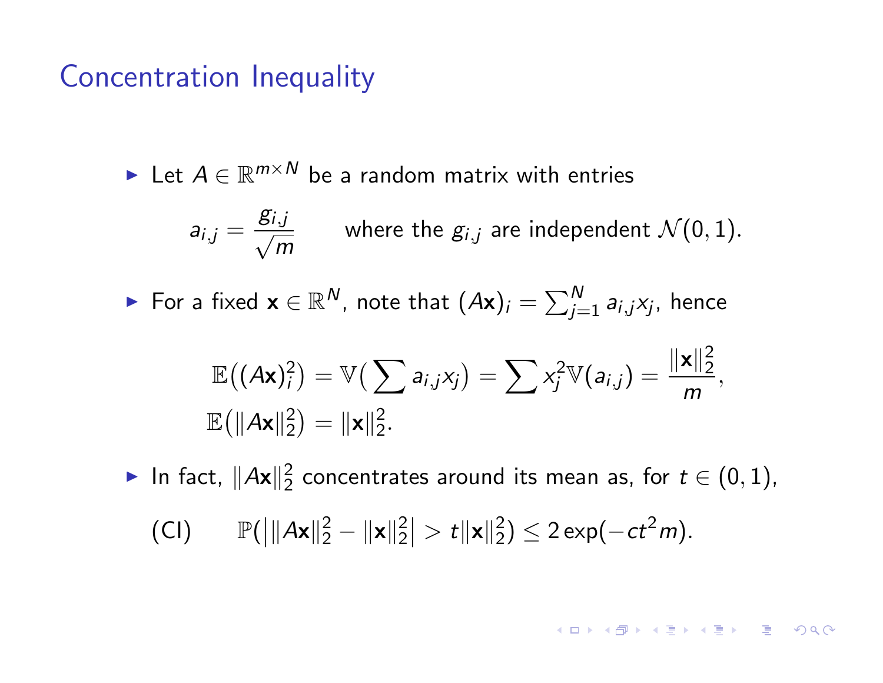# Concentration Inequality

- Let $A \in \mathbb{R}^{m \times N}$ be a random matrix with entries

$$a_{i,j} = \frac{g_{i,j}}{\sqrt{m}} \qquad \text{where the } g_{i,j} \text{ are independent } \mathcal{N}(0,1).$$

- For a fixed $\mathbf{x} \in \mathbb{R}^N$, note that $(A\mathbf{x})_i = \sum_{j=1}^N a_{i,j} x_j$, hence

$$\mathbb{E}\big((A\mathbf{x})_i^2\big) = \mathbb{V}\big(\sum a_{i,j} x_j\big) = \sum x_j^2 \mathbb{V}(a_{i,j}) = \frac{\|\mathbf{x}\|_2^2}{m},$$
$$\mathbb{E}\big(\|A\mathbf{x}\|_2^2\big) = \|\mathbf{x}\|_2^2.$$

- In fact, $\|A\mathbf{x}\|_2^2$ concentrates around its mean as, for $t \in (0,1)$,

$$\text{(CI)} \qquad \mathbb{P}\big(\big|\|A\mathbf{x}\|_2^2 - \|\mathbf{x}\|_2^2\big| > t\|\mathbf{x}\|_2^2\big) \leq 2\exp(-ct^2 m).$$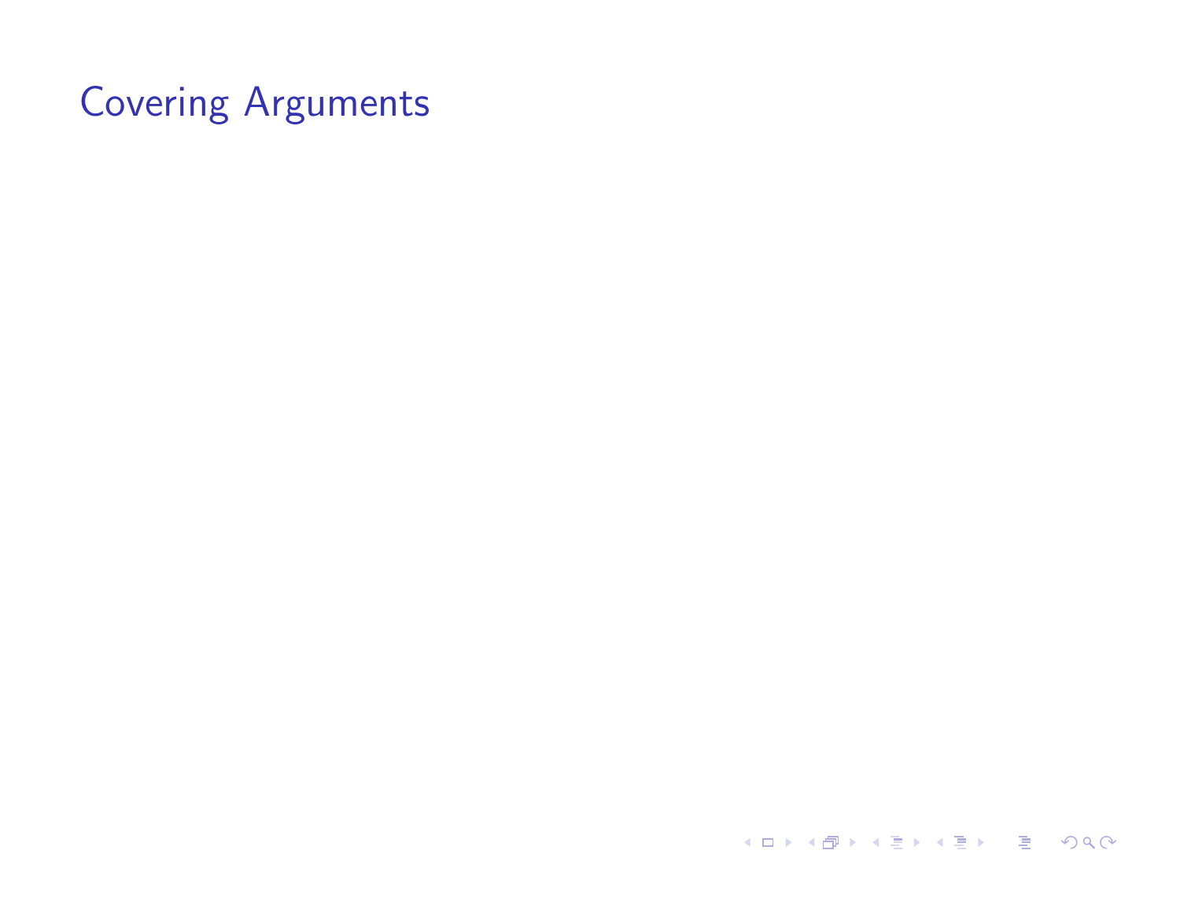# Covering Arguments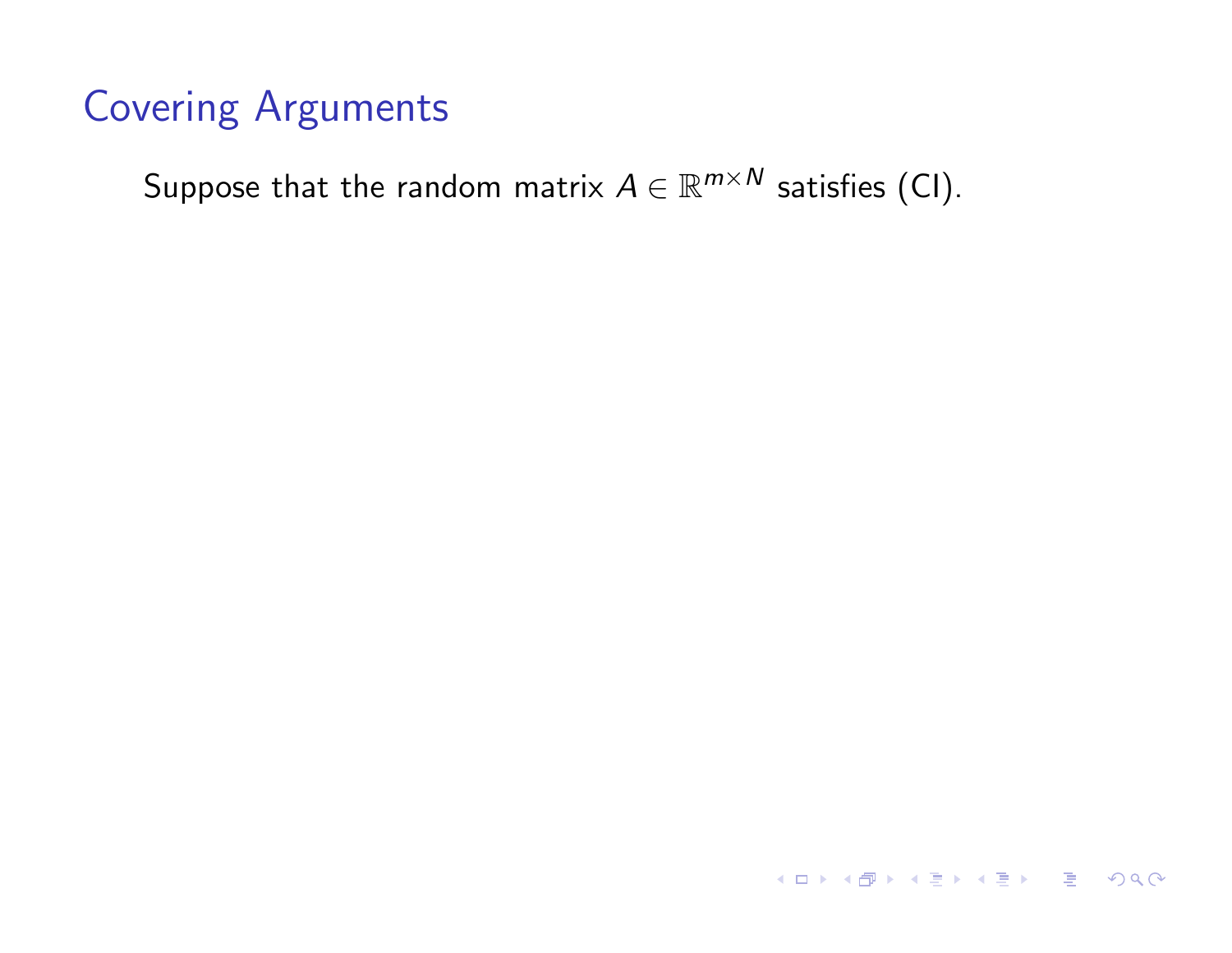# Covering Arguments

Suppose that the random matrix $A \in \mathbb{R}^{m \times N}$ satisfies (CI).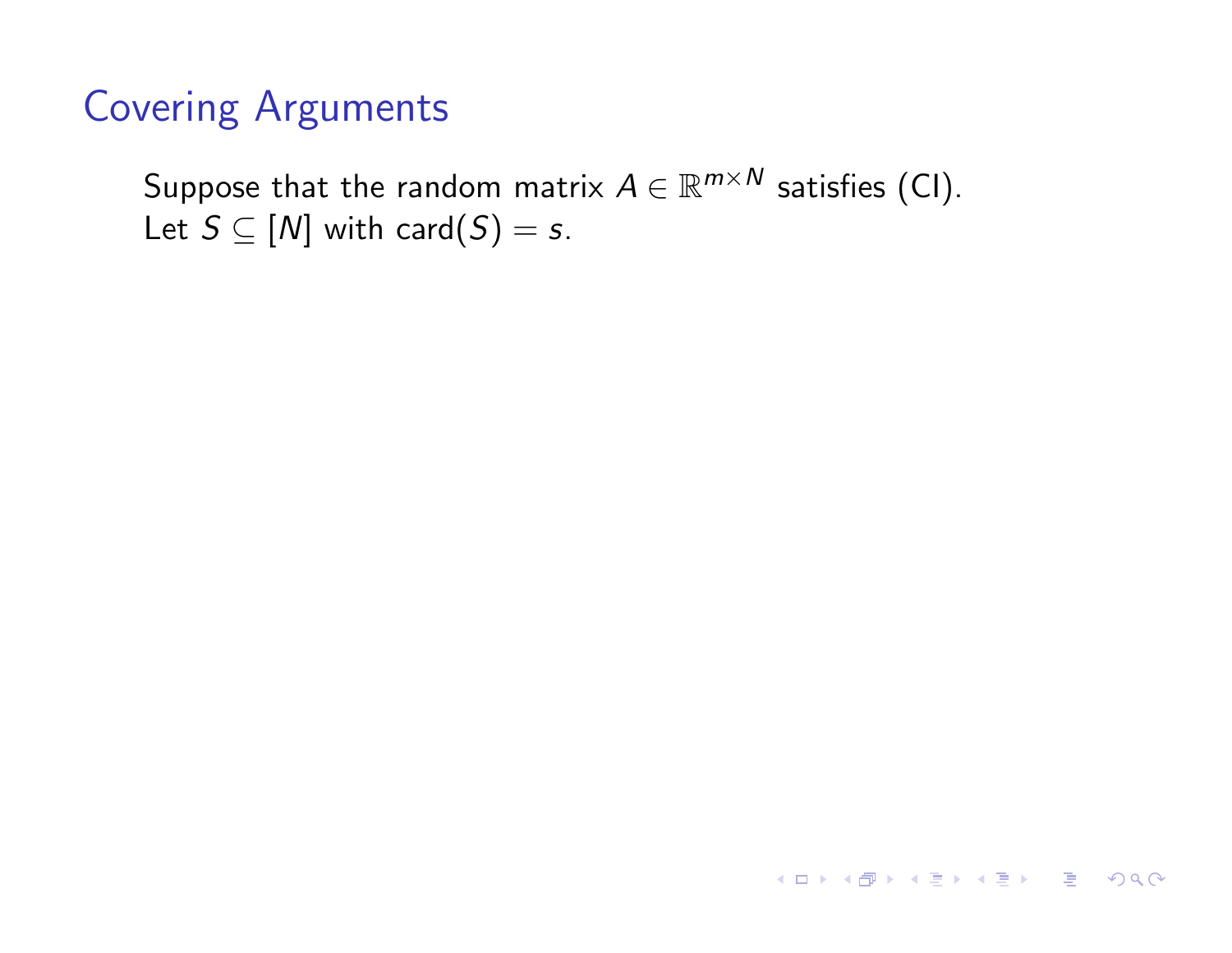# Covering Arguments

Suppose that the random matrix $A \in \mathbb{R}^{m \times N}$ satisfies (CI).
Let $S \subseteq [N]$ with $\mathrm{card}(S) = s$.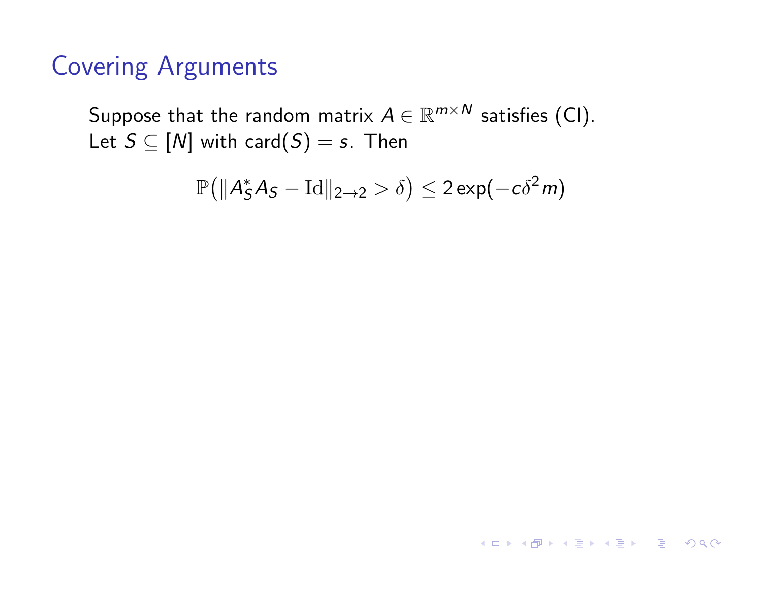# Covering Arguments

Suppose that the random matrix $A \in \mathbb{R}^{m \times N}$ satisfies (CI).
Let $S \subseteq [N]$ with $\text{card}(S) = s$. Then

$$\mathbb{P}\big(\|A_S^* A_S - \text{Id}\|_{2\to 2} > \delta\big) \leq 2\exp(-c\delta^2 m)$$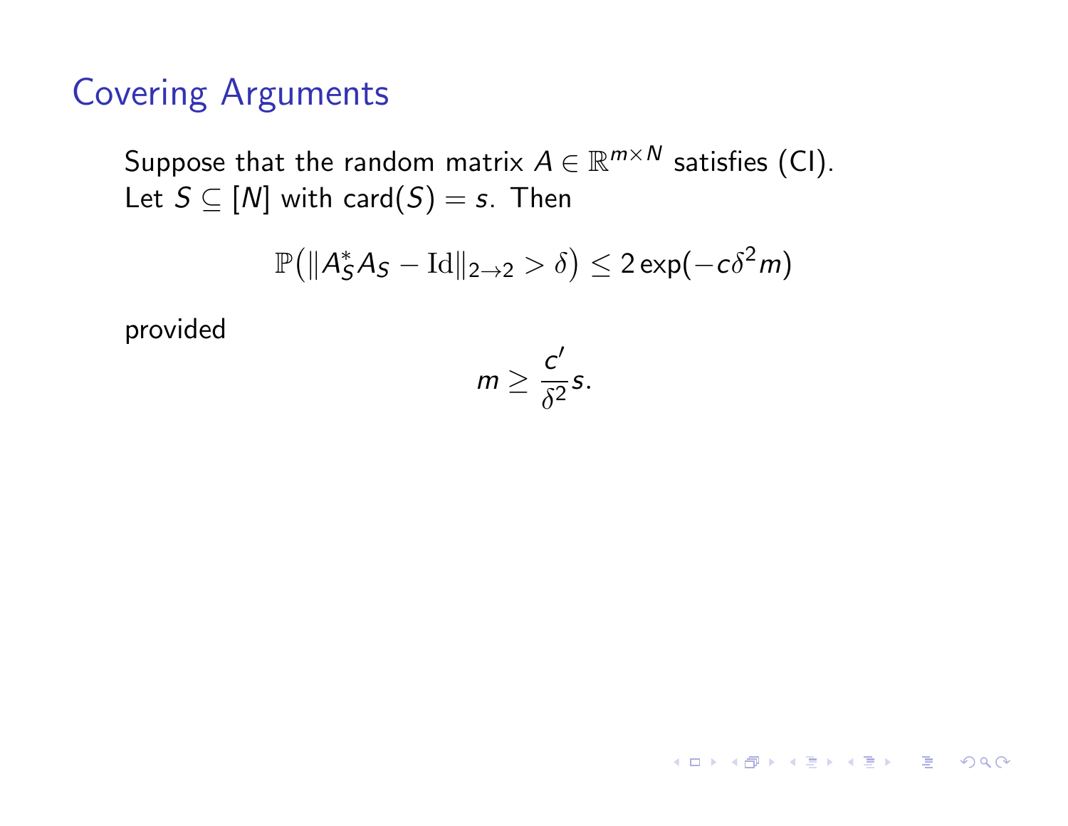# Covering Arguments

Suppose that the random matrix $A \in \mathbb{R}^{m \times N}$ satisfies (CI).
Let $S \subseteq [N]$ with $\mathrm{card}(S) = s$. Then

$$\mathbb{P}\big(\|A_S^* A_S - \mathrm{Id}\|_{2\to 2} > \delta\big) \leq 2\exp(-c\delta^2 m)$$

provided

$$m \geq \frac{c'}{\delta^2} s.$$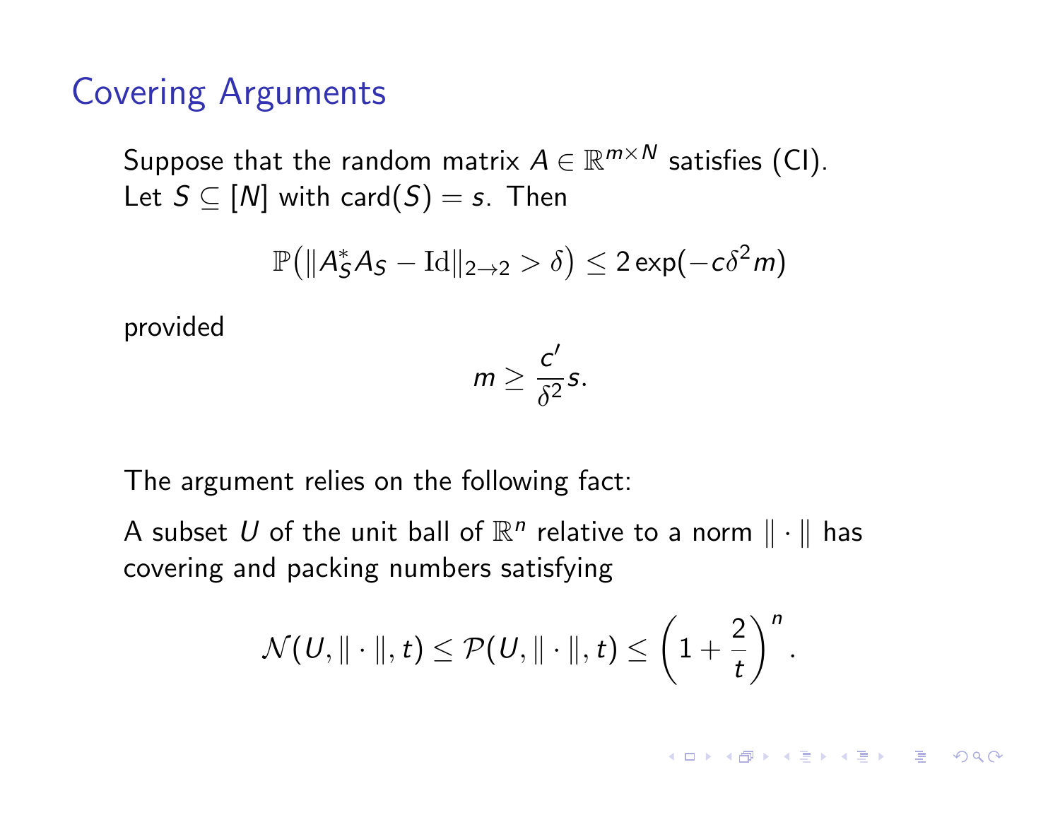## Covering Arguments

Suppose that the random matrix $A \in \mathbb{R}^{m \times N}$ satisfies (CI).
Let $S \subseteq [N]$ with $\operatorname{card}(S) = s$. Then

$$\mathbb{P}\big(\|A_S^* A_S - \mathrm{Id}\|_{2\to 2} > \delta\big) \leq 2\exp(-c\delta^2 m)$$

provided

$$m \geq \frac{c'}{\delta^2} s.$$

The argument relies on the following fact:

A subset $U$ of the unit ball of $\mathbb{R}^n$ relative to a norm $\|\cdot\|$ has covering and packing numbers satisfying

$$\mathcal{N}(U, \|\cdot\|, t) \leq \mathcal{P}(U, \|\cdot\|, t) \leq \left(1 + \frac{2}{t}\right)^n.$$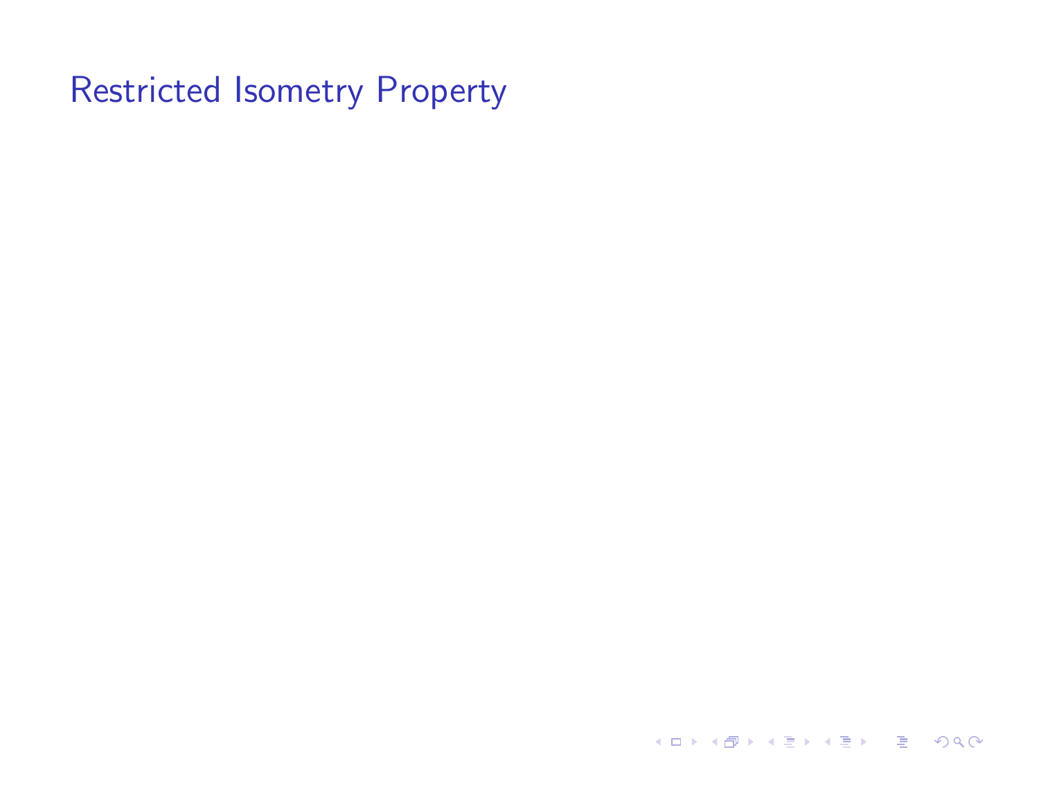# Restricted Isometry Property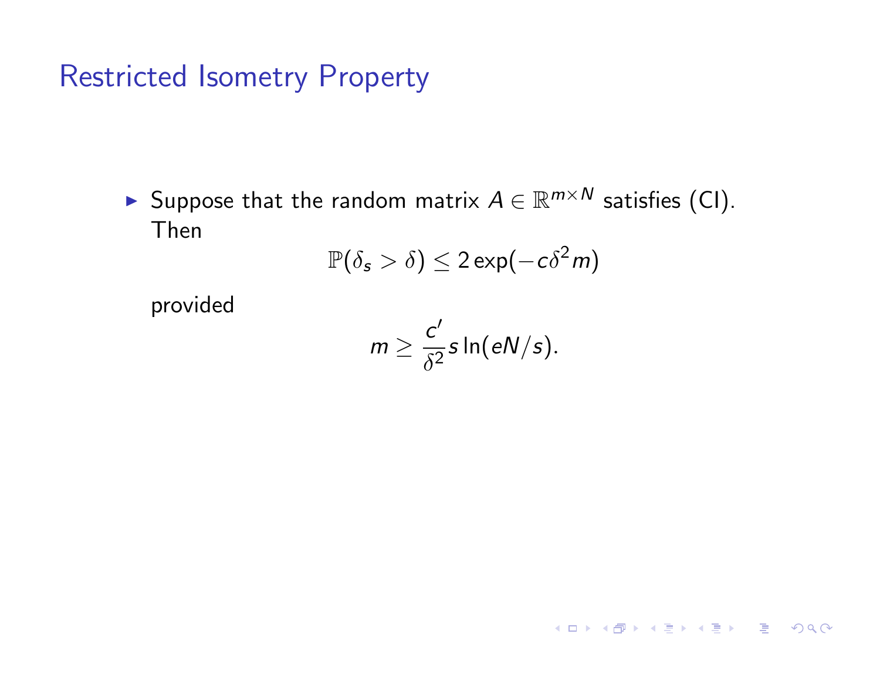# Restricted Isometry Property

- Suppose that the random matrix $A \in \mathbb{R}^{m \times N}$ satisfies (CI). Then

$$\mathbb{P}(\delta_s > \delta) \leq 2\exp(-c\delta^2 m)$$

provided

$$m \geq \frac{c'}{\delta^2} s \ln(eN/s).$$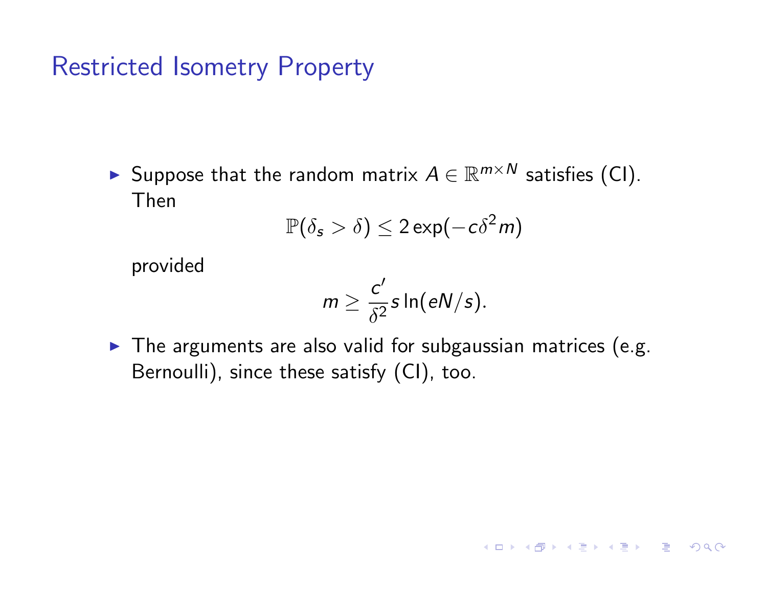# Restricted Isometry Property

- Suppose that the random matrix $A \in \mathbb{R}^{m \times N}$ satisfies (CI). Then

$$\mathbb{P}(\delta_s > \delta) \leq 2\exp(-c\delta^2 m)$$

provided

$$m \geq \frac{c'}{\delta^2} s \ln(eN/s).$$

- The arguments are also valid for subgaussian matrices (e.g. Bernoulli), since these satisfy (CI), too.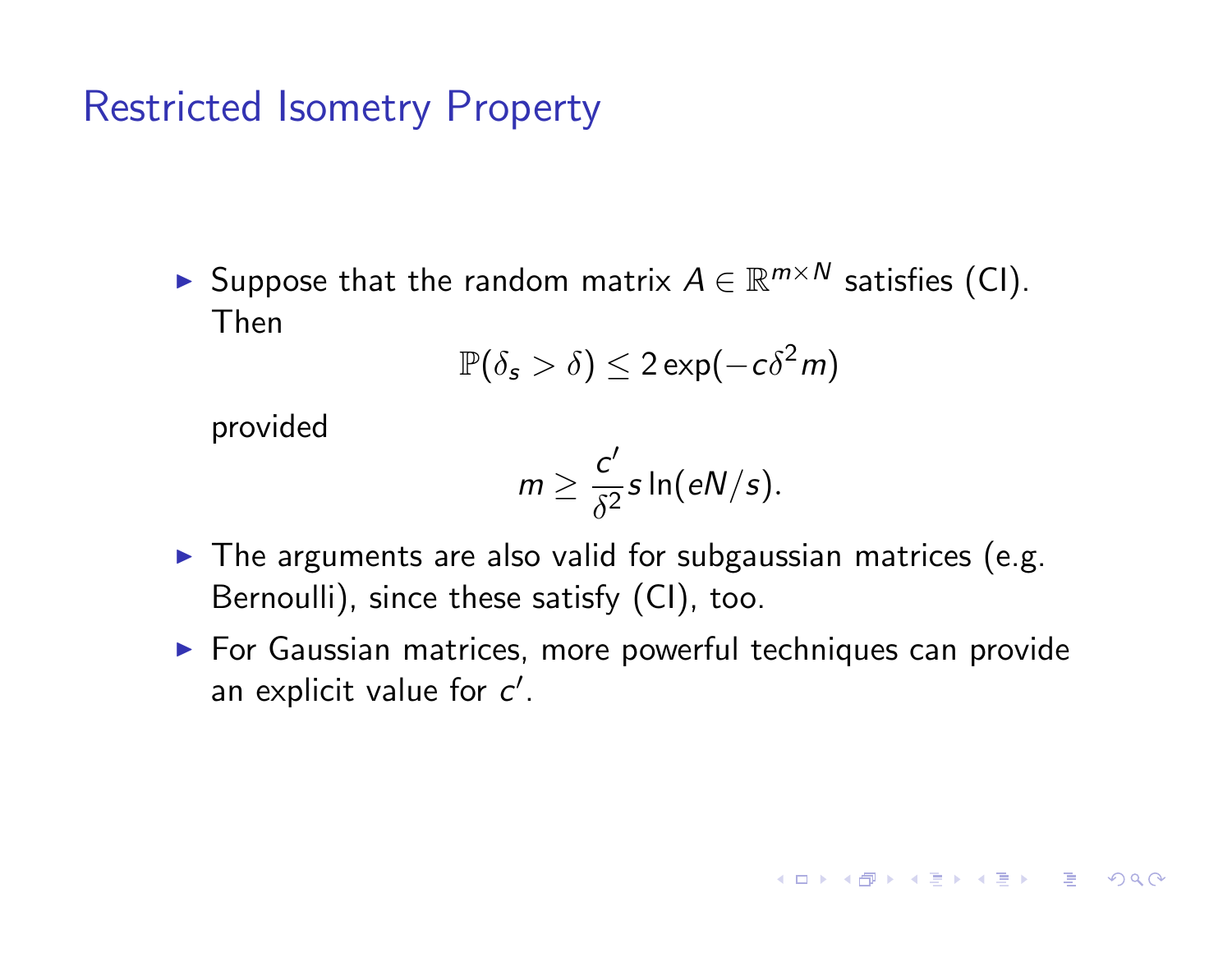# Restricted Isometry Property

- Suppose that the random matrix $A \in \mathbb{R}^{m \times N}$ satisfies (CI). Then

  $$\mathbb{P}(\delta_s > \delta) \leq 2\exp(-c\delta^2 m)$$

  provided

  $$m \geq \frac{c'}{\delta^2} s \ln(eN/s).$$

- The arguments are also valid for subgaussian matrices (e.g. Bernoulli), since these satisfy (CI), too.
- For Gaussian matrices, more powerful techniques can provide an explicit value for $c'$.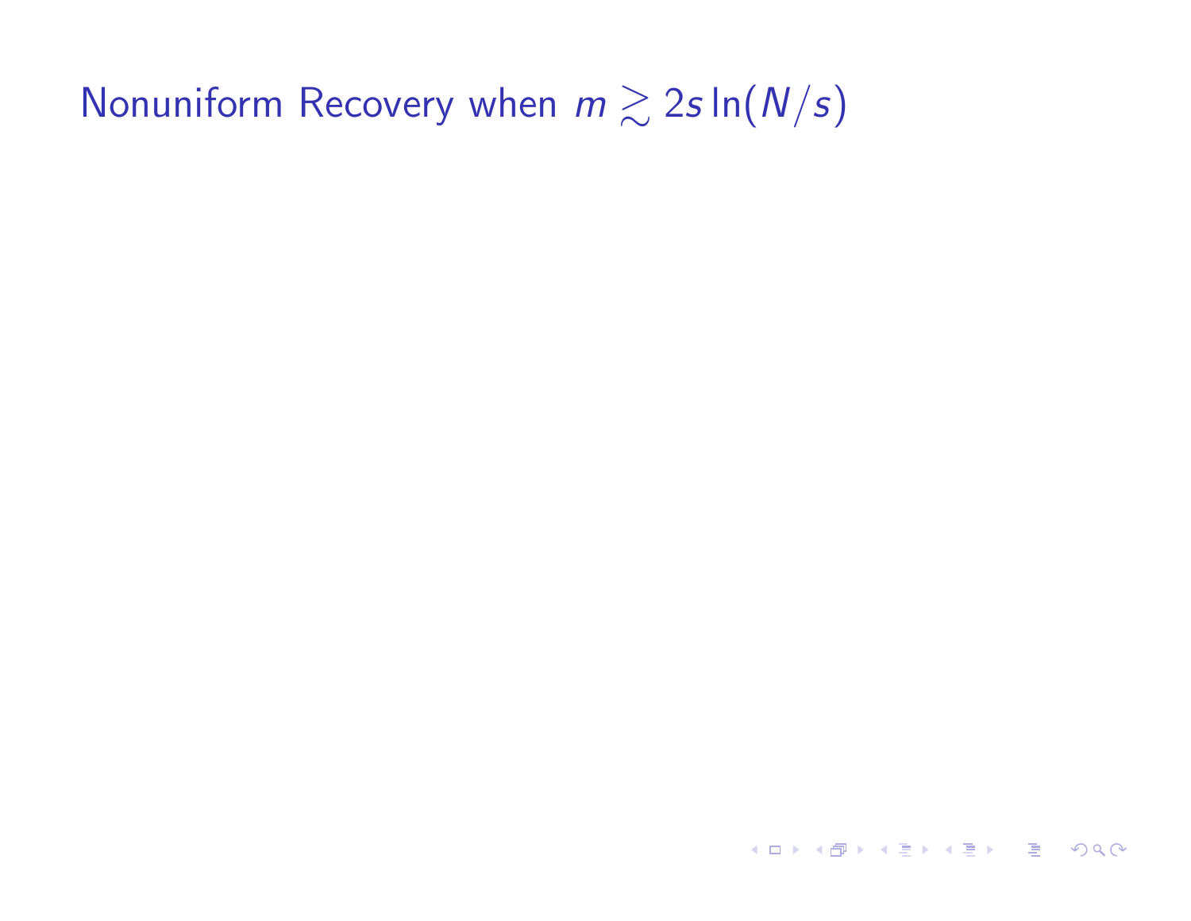# Nonuniform Recovery when $m \gtrsim 2s \ln(N/s)$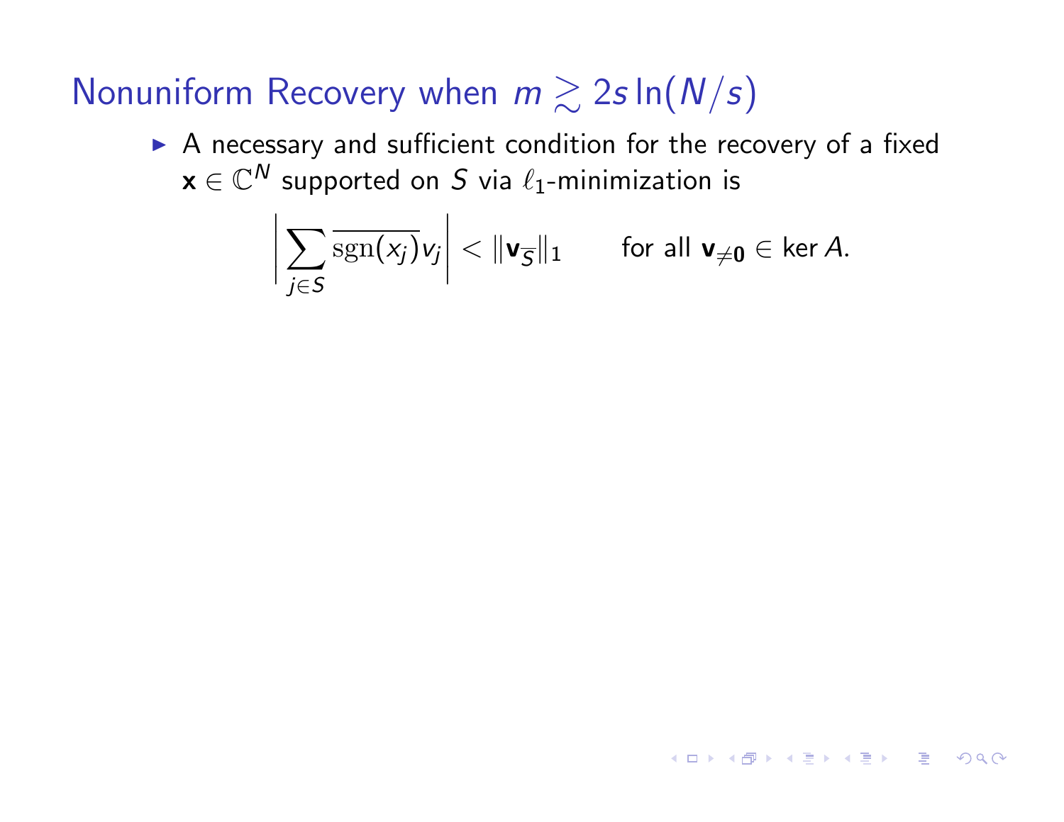# Nonuniform Recovery when $m \gtrsim 2s\ln(N/s)$

- A necessary and sufficient condition for the recovery of a fixed $\mathbf{x} \in \mathbb{C}^N$ supported on $S$ via $\ell_1$-minimization is

$$\left| \sum_{j \in S} \overline{\operatorname{sgn}(x_j)} v_j \right| < \|\mathbf{v}_{\overline{S}}\|_1 \qquad \text{for all } \mathbf{v}_{\neq \mathbf{0}} \in \ker A.$$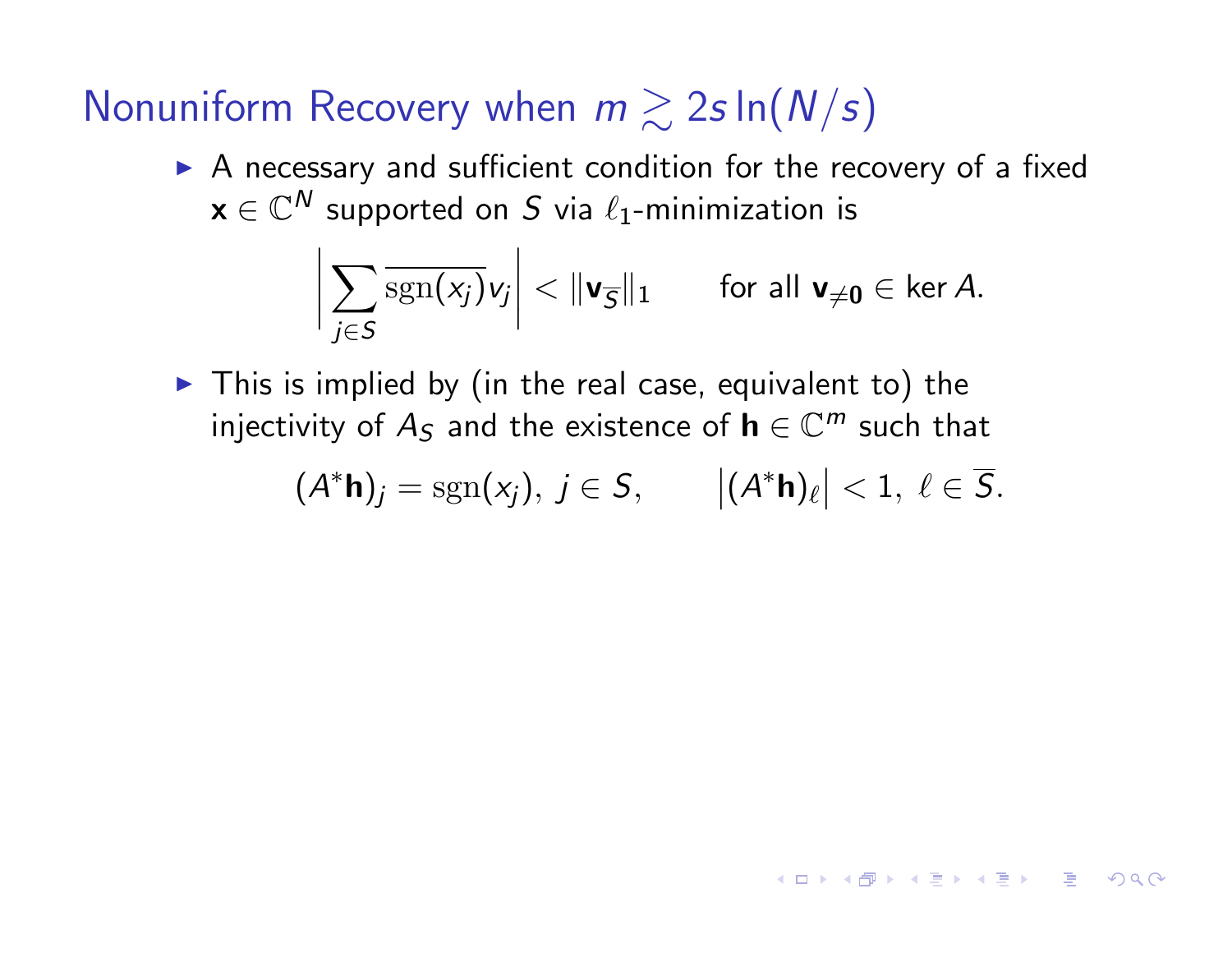# Nonuniform Recovery when $m \gtrsim 2s \ln(N/s)$

- A necessary and sufficient condition for the recovery of a fixed $\mathbf{x} \in \mathbb{C}^N$ supported on $S$ via $\ell_1$-minimization is

$$\left| \sum_{j \in S} \overline{\operatorname{sgn}(x_j)} v_j \right| < \|\mathbf{v}_{\overline{S}}\|_1 \qquad \text{for all } \mathbf{v}_{\neq \mathbf{0}} \in \ker A.$$

- This is implied by (in the real case, equivalent to) the injectivity of $A_S$ and the existence of $\mathbf{h} \in \mathbb{C}^m$ such that

$$(A^* \mathbf{h})_j = \operatorname{sgn}(x_j),\ j \in S, \qquad \left|(A^* \mathbf{h})_\ell\right| < 1,\ \ell \in \overline{S}.$$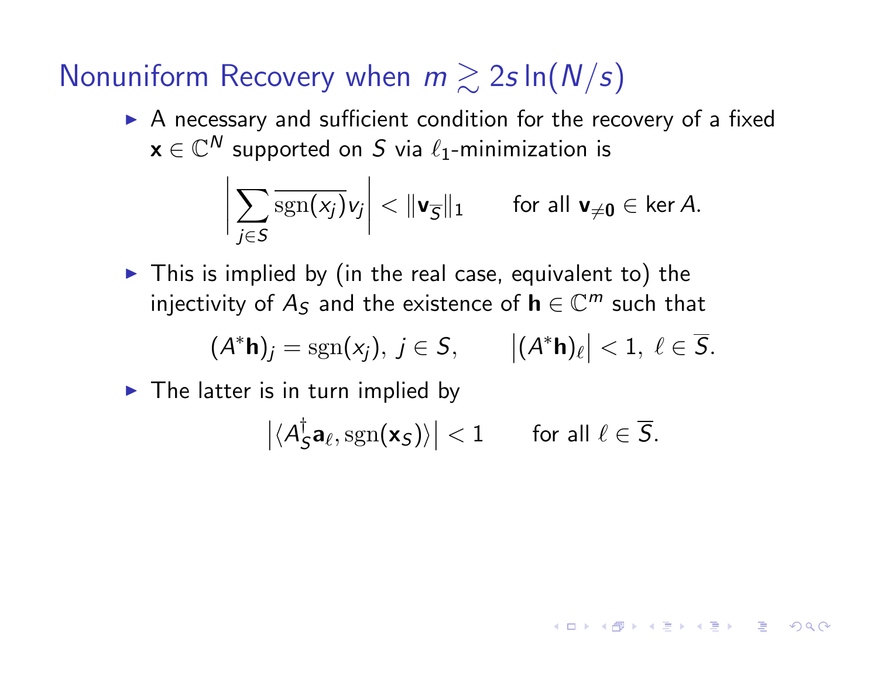# Nonuniform Recovery when $m \gtrsim 2s\ln(N/s)$

- A necessary and sufficient condition for the recovery of a fixed $\mathbf{x} \in \mathbb{C}^N$ supported on $S$ via $\ell_1$-minimization is

$$\left| \sum_{j \in S} \overline{\mathrm{sgn}(x_j)} v_j \right| < \|\mathbf{v}_{\overline{S}}\|_1 \qquad \text{for all } \mathbf{v}_{\neq \mathbf{0}} \in \ker A.$$

- This is implied by (in the real case, equivalent to) the injectivity of $A_S$ and the existence of $\mathbf{h} \in \mathbb{C}^m$ such that

$$(A^*\mathbf{h})_j = \mathrm{sgn}(x_j),\ j \in S, \qquad \left|(A^*\mathbf{h})_\ell\right| < 1,\ \ell \in \overline{S}.$$

- The latter is in turn implied by

$$\left|\langle A_S^\dagger \mathbf{a}_\ell, \mathrm{sgn}(\mathbf{x}_S)\rangle\right| < 1 \qquad \text{for all } \ell \in \overline{S}.$$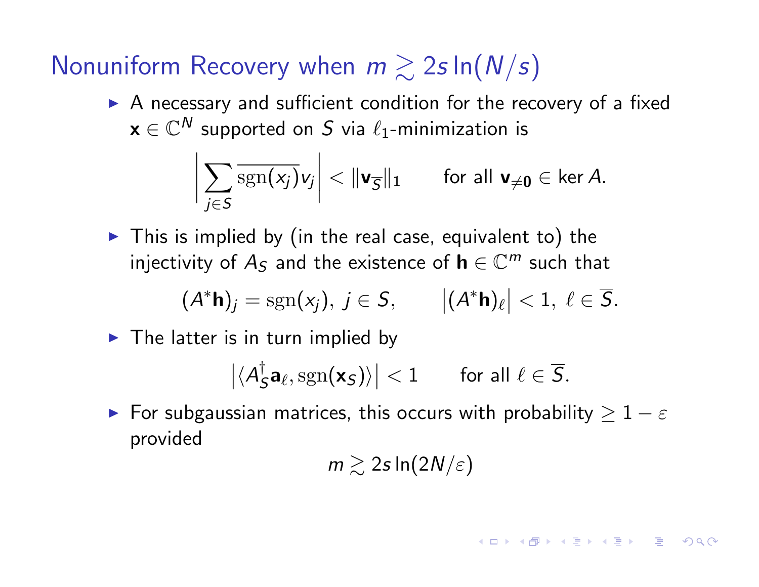# Nonuniform Recovery when $m \gtrsim 2s\ln(N/s)$

- A necessary and sufficient condition for the recovery of a fixed $\mathbf{x} \in \mathbb{C}^N$ supported on $S$ via $\ell_1$-minimization is

$$\left| \sum_{j \in S} \overline{\mathrm{sgn}(x_j)} v_j \right| < \|\mathbf{v}_{\overline{S}}\|_1 \qquad \text{for all } \mathbf{v}_{\neq \mathbf{0}} \in \ker A.$$

- This is implied by (in the real case, equivalent to) the injectivity of $A_S$ and the existence of $\mathbf{h} \in \mathbb{C}^m$ such that

$$(A^*\mathbf{h})_j = \mathrm{sgn}(x_j),\ j \in S, \qquad \left|(A^*\mathbf{h})_\ell\right| < 1,\ \ell \in \overline{S}.$$

- The latter is in turn implied by

$$\left|\langle A_S^\dagger \mathbf{a}_\ell, \mathrm{sgn}(\mathbf{x}_S)\rangle\right| < 1 \qquad \text{for all } \ell \in \overline{S}.$$

- For subgaussian matrices, this occurs with probability $\geq 1 - \varepsilon$ provided

$$m \gtrsim 2s\ln(2N/\varepsilon)$$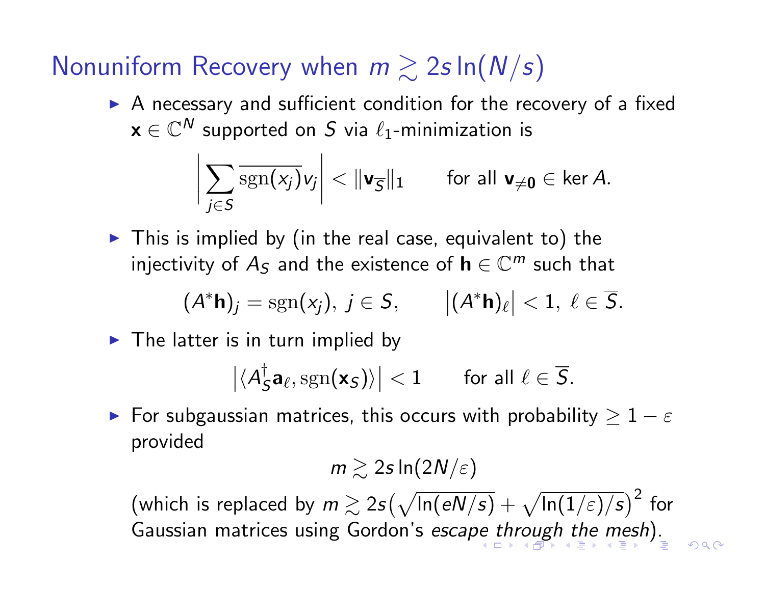# Nonuniform Recovery when $m \gtrsim 2s\ln(N/s)$

- A necessary and sufficient condition for the recovery of a fixed $\mathbf{x} \in \mathbb{C}^N$ supported on $S$ via $\ell_1$-minimization is

$$\left| \sum_{j \in S} \overline{\operatorname{sgn}(x_j)} v_j \right| < \|\mathbf{v}_{\overline{S}}\|_1 \qquad \text{for all } \mathbf{v}_{\neq \mathbf{0}} \in \ker A.$$

- This is implied by (in the real case, equivalent to) the injectivity of $A_S$ and the existence of $\mathbf{h} \in \mathbb{C}^m$ such that

$$(A^*\mathbf{h})_j = \operatorname{sgn}(x_j),\ j \in S, \qquad \left|(A^*\mathbf{h})_\ell\right| < 1,\ \ell \in \overline{S}.$$

- The latter is in turn implied by

$$\left|\langle A_S^\dagger \mathbf{a}_\ell, \operatorname{sgn}(\mathbf{x}_S)\rangle\right| < 1 \qquad \text{for all } \ell \in \overline{S}.$$

- For subgaussian matrices, this occurs with probability $\geq 1 - \varepsilon$ provided

$$m \gtrsim 2s\ln(2N/\varepsilon)$$

(which is replaced by $m \gtrsim 2s\big(\sqrt{\ln(eN/s)} + \sqrt{\ln(1/\varepsilon)/s}\big)^2$ for Gaussian matrices using Gordon's *escape through the mesh*).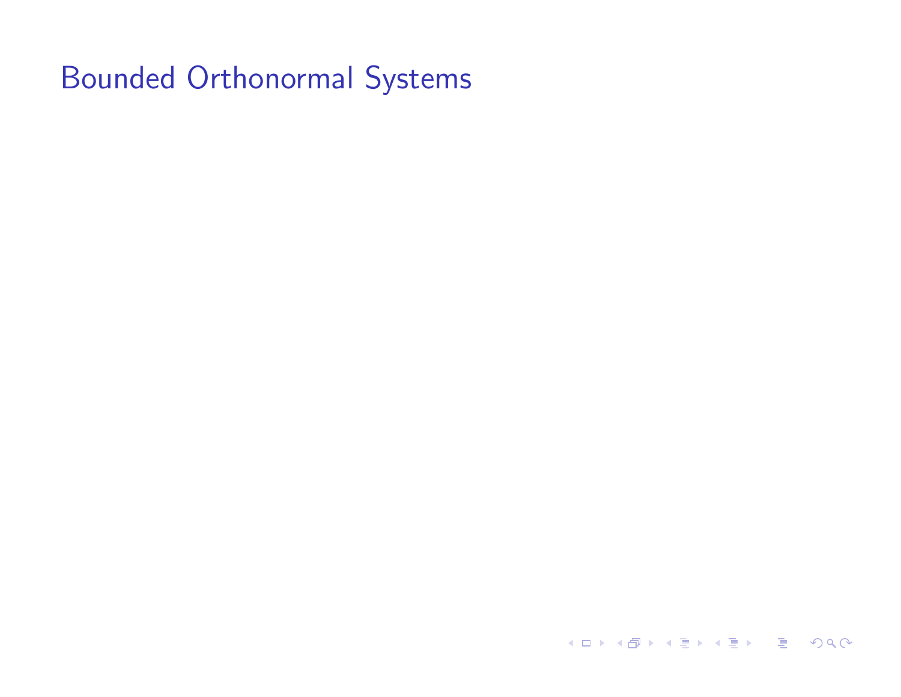# Bounded Orthonormal Systems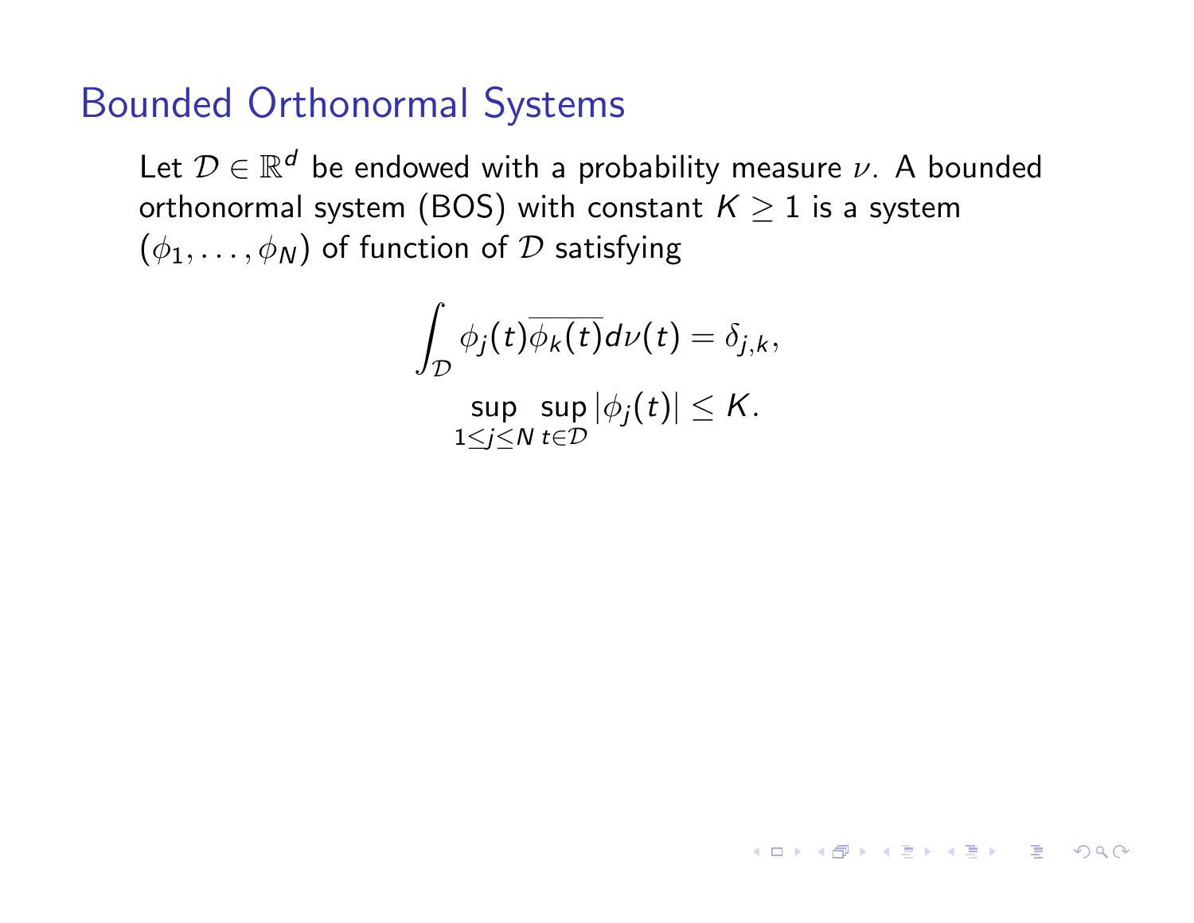## Bounded Orthonormal Systems

Let $\mathcal{D} \in \mathbb{R}^d$ be endowed with a probability measure $\nu$. A bounded orthonormal system (BOS) with constant $K \geq 1$ is a system $(\phi_1, \ldots, \phi_N)$ of function of $\mathcal{D}$ satisfying

$$\int_{\mathcal{D}} \phi_j(t)\overline{\phi_k(t)} d\nu(t) = \delta_{j,k},$$

$$\sup_{1 \leq j \leq N} \sup_{t \in \mathcal{D}} |\phi_j(t)| \leq K.$$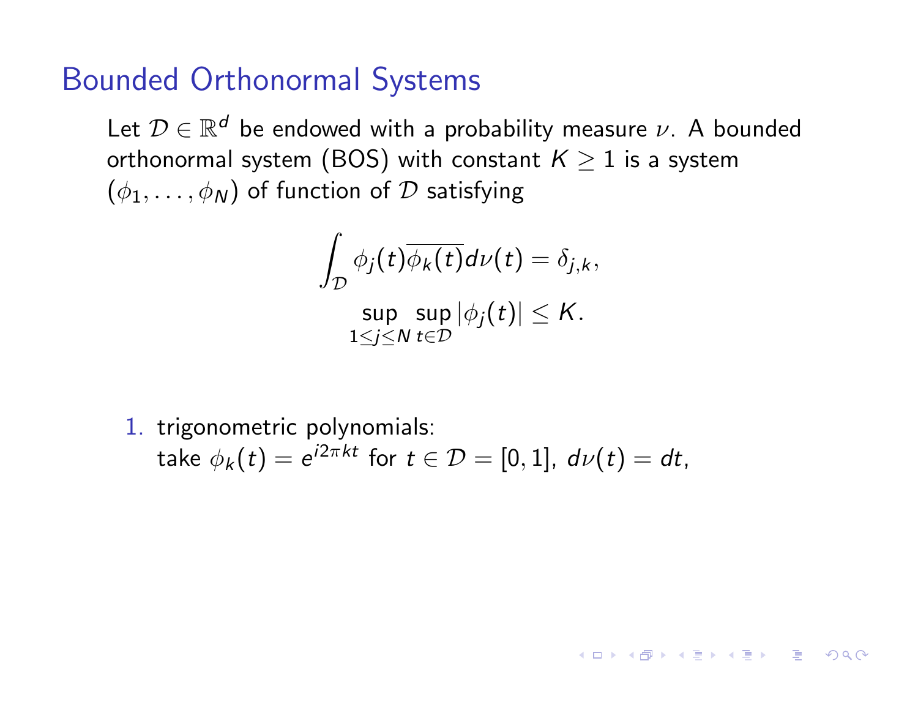# Bounded Orthonormal Systems

Let $\mathcal{D} \in \mathbb{R}^d$ be endowed with a probability measure $\nu$. A bounded orthonormal system (BOS) with constant $K \geq 1$ is a system $(\phi_1, \ldots, \phi_N)$ of function of $\mathcal{D}$ satisfying

$$\int_{\mathcal{D}} \phi_j(t)\overline{\phi_k(t)} d\nu(t) = \delta_{j,k},$$

$$\sup_{1 \leq j \leq N} \sup_{t \in \mathcal{D}} |\phi_j(t)| \leq K.$$

1. trigonometric polynomials:
   take $\phi_k(t) = e^{i2\pi kt}$ for $t \in \mathcal{D} = [0, 1]$, $d\nu(t) = dt$,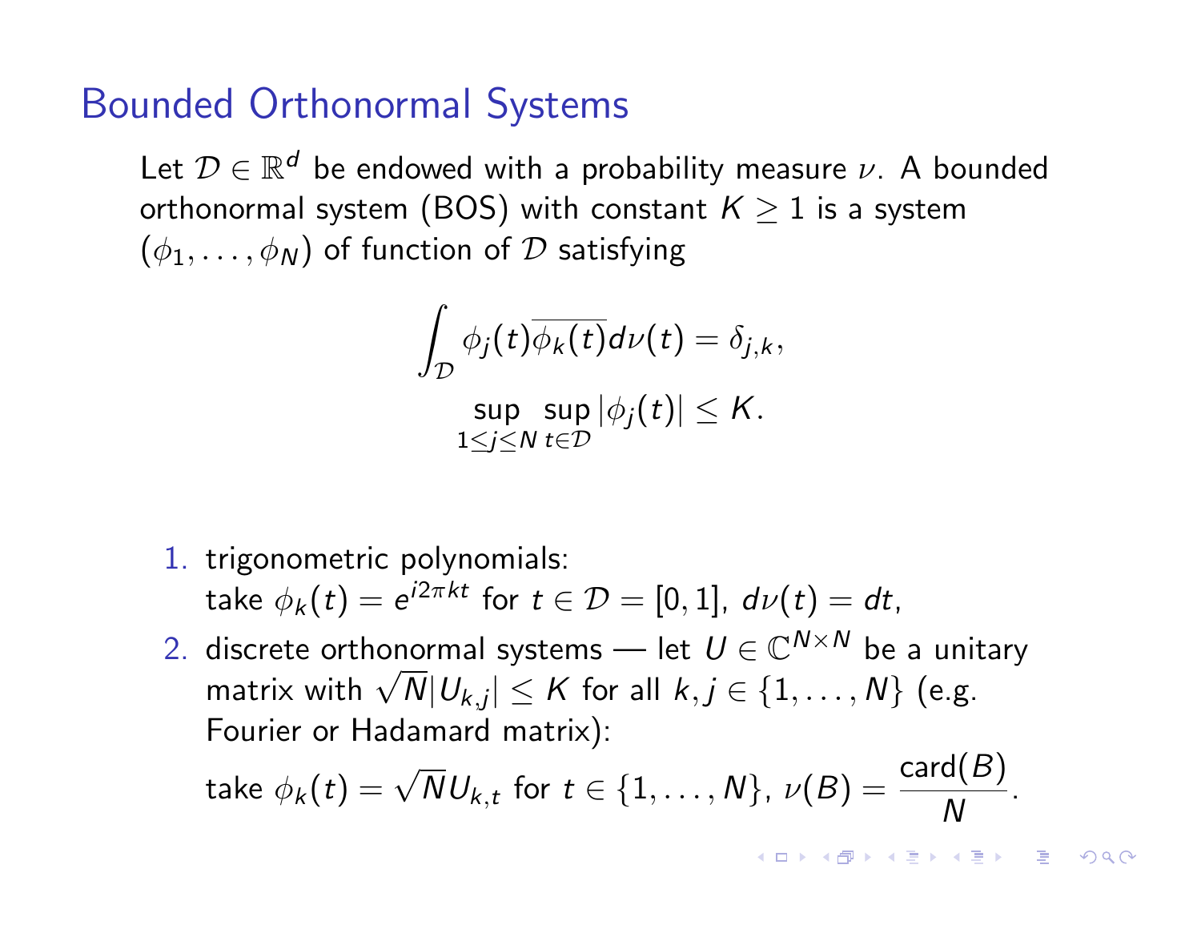# Bounded Orthonormal Systems

Let $\mathcal{D} \in \mathbb{R}^d$ be endowed with a probability measure $\nu$. A bounded orthonormal system (BOS) with constant $K \geq 1$ is a system $(\phi_1, \ldots, \phi_N)$ of function of $\mathcal{D}$ satisfying

$$\int_{\mathcal{D}} \phi_j(t)\overline{\phi_k(t)} d\nu(t) = \delta_{j,k},$$

$$\sup_{1 \leq j \leq N} \sup_{t \in \mathcal{D}} |\phi_j(t)| \leq K.$$

1. trigonometric polynomials:
   take $\phi_k(t) = e^{i2\pi kt}$ for $t \in \mathcal{D} = [0, 1]$, $d\nu(t) = dt$,
2. discrete orthonormal systems — let $U \in \mathbb{C}^{N \times N}$ be a unitary matrix with $\sqrt{N}|U_{k,j}| \leq K$ for all $k, j \in \{1, \ldots, N\}$ (e.g. Fourier or Hadamard matrix):
   take $\phi_k(t) = \sqrt{N} U_{k,t}$ for $t \in \{1, \ldots, N\}$, $\nu(B) = \dfrac{\text{card}(B)}{N}$.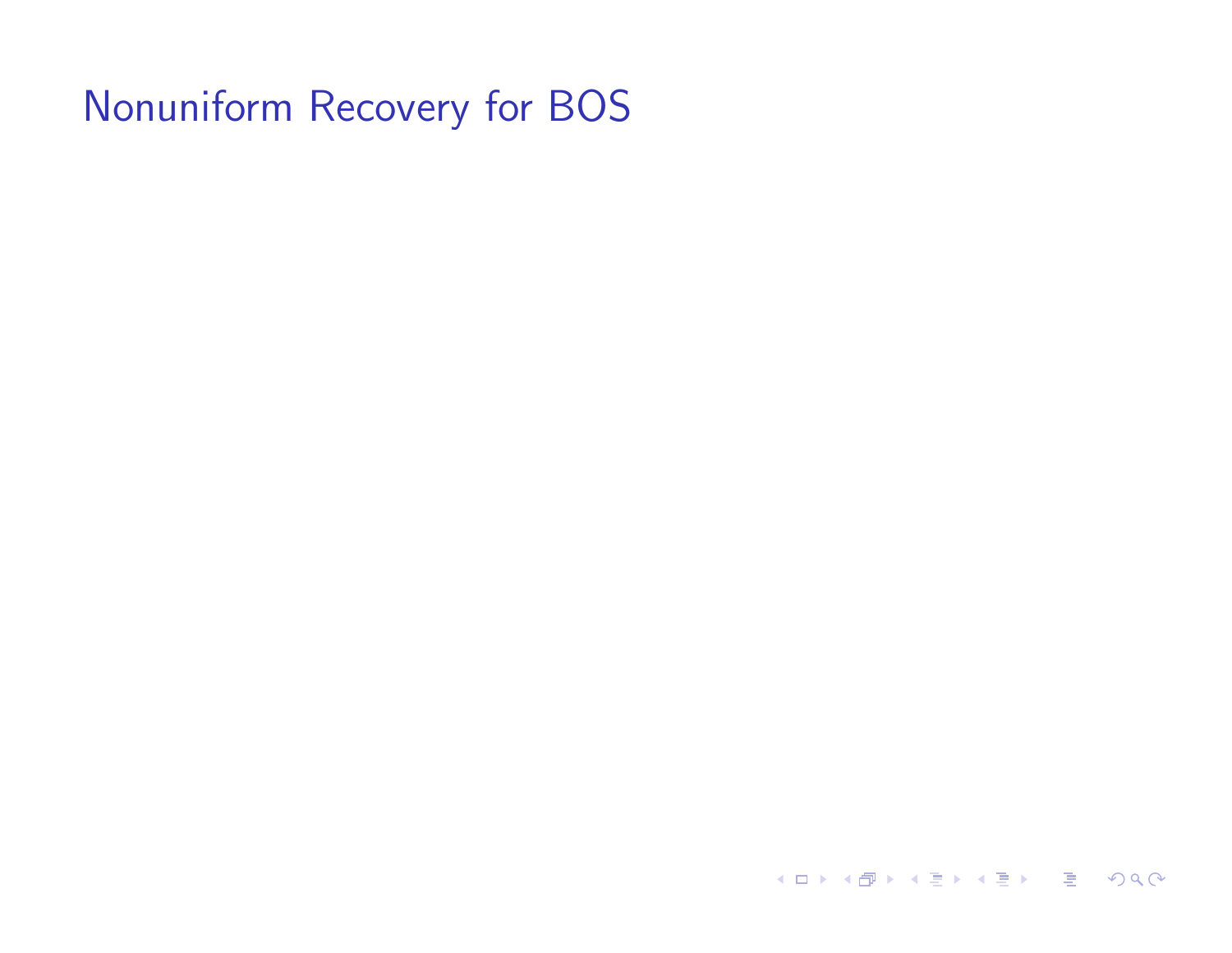# Nonuniform Recovery for BOS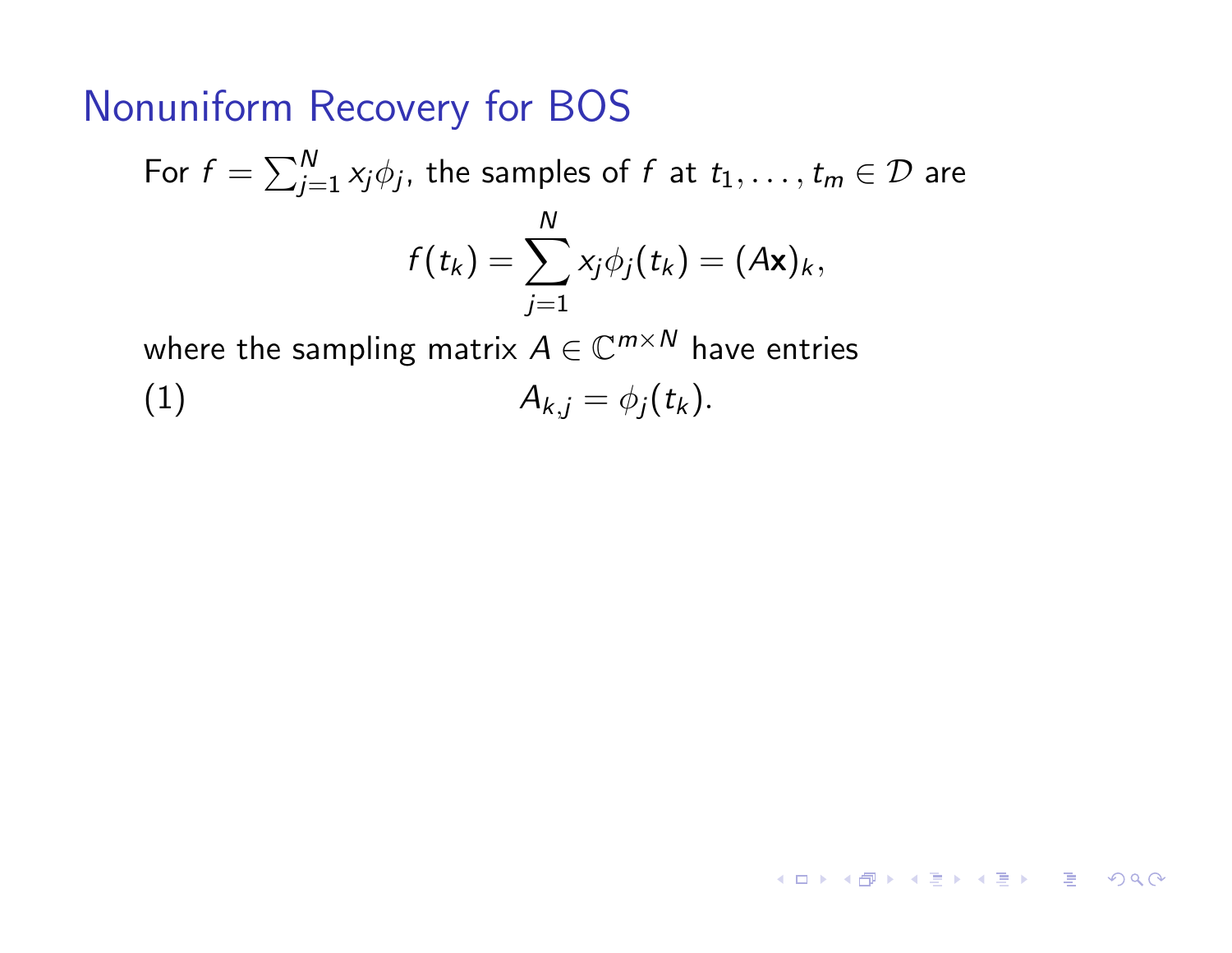# Nonuniform Recovery for BOS

For $f = \sum_{j=1}^{N} x_j \phi_j$, the samples of $f$ at $t_1, \ldots, t_m \in \mathcal{D}$ are

$$f(t_k) = \sum_{j=1}^{N} x_j \phi_j(t_k) = (A\mathbf{x})_k,$$

where the sampling matrix $A \in \mathbb{C}^{m \times N}$ have entries

$$A_{k,j} = \phi_j(t_k). \tag{1}$$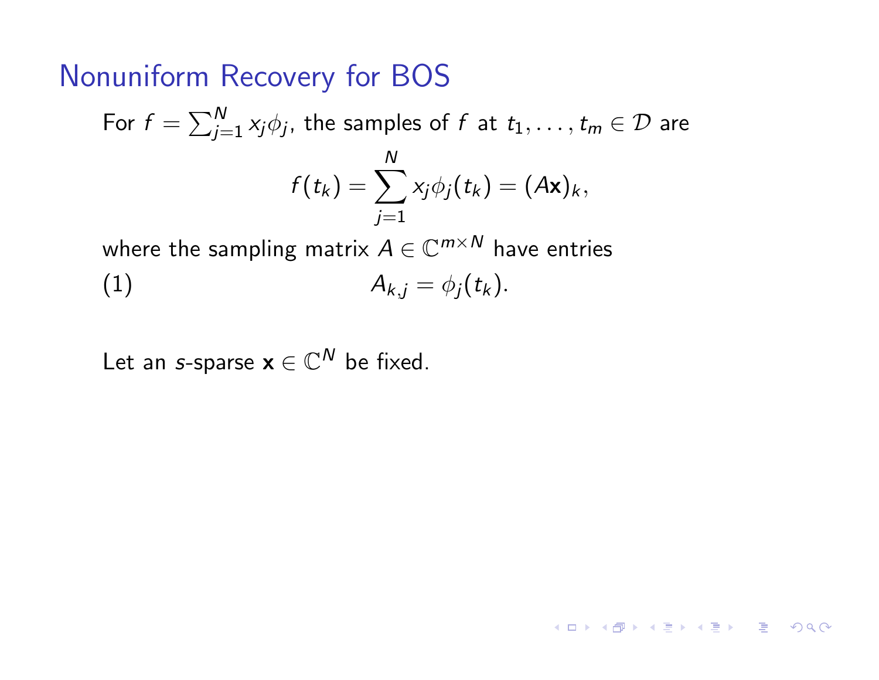# Nonuniform Recovery for BOS

For $f = \sum_{j=1}^{N} x_j \phi_j$, the samples of $f$ at $t_1, \ldots, t_m \in \mathcal{D}$ are

$$f(t_k) = \sum_{j=1}^{N} x_j \phi_j(t_k) = (A\mathbf{x})_k,$$

where the sampling matrix $A \in \mathbb{C}^{m \times N}$ have entries

$$A_{k,j} = \phi_j(t_k). \tag{1}$$

Let an $s$-sparse $\mathbf{x} \in \mathbb{C}^N$ be fixed.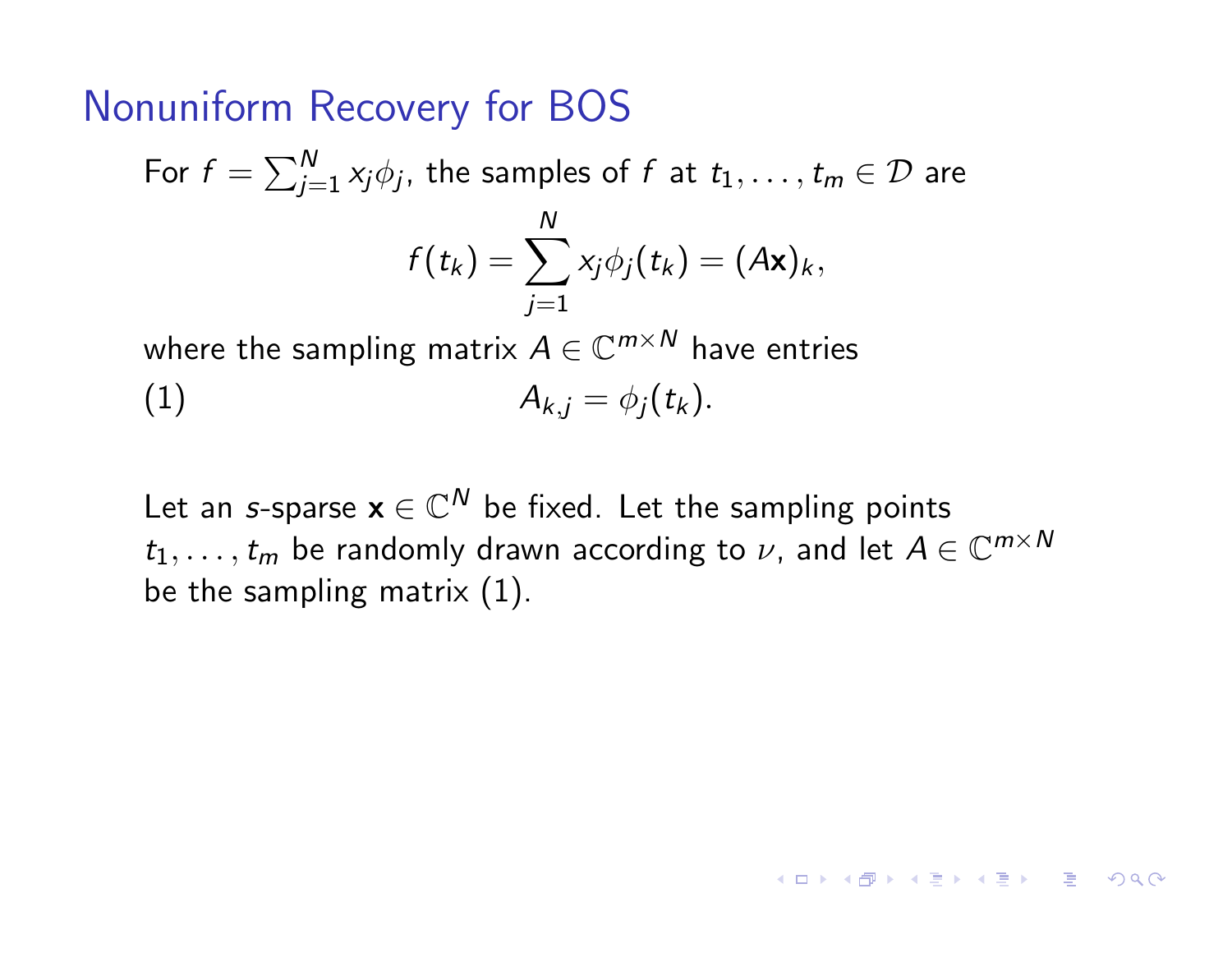# Nonuniform Recovery for BOS

For $f = \sum_{j=1}^{N} x_j \phi_j$, the samples of $f$ at $t_1, \ldots, t_m \in \mathcal{D}$ are

$$f(t_k) = \sum_{j=1}^{N} x_j \phi_j(t_k) = (A\mathbf{x})_k,$$

where the sampling matrix $A \in \mathbb{C}^{m \times N}$ have entries

$$A_{k,j} = \phi_j(t_k). \tag{1}$$

Let an $s$-sparse $\mathbf{x} \in \mathbb{C}^N$ be fixed. Let the sampling points $t_1, \ldots, t_m$ be randomly drawn according to $\nu$, and let $A \in \mathbb{C}^{m \times N}$ be the sampling matrix (1).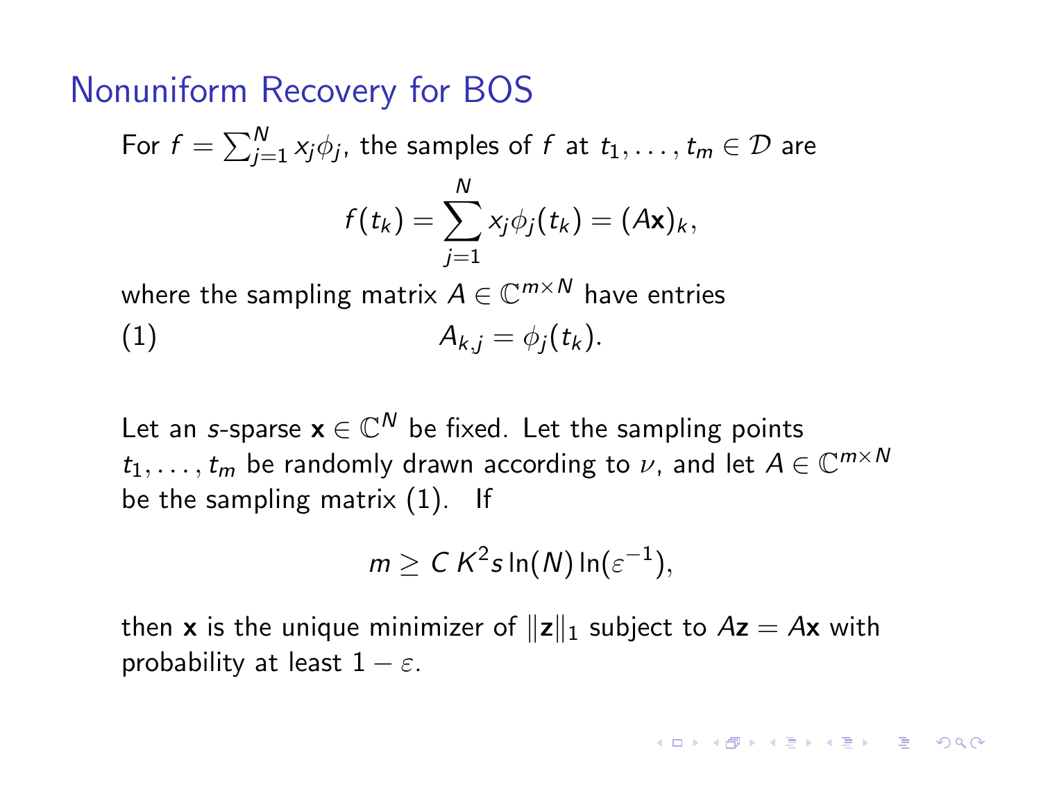# Nonuniform Recovery for BOS

For $f = \sum_{j=1}^{N} x_j \phi_j$, the samples of $f$ at $t_1, \ldots, t_m \in \mathcal{D}$ are

$$f(t_k) = \sum_{j=1}^{N} x_j \phi_j(t_k) = (A\mathbf{x})_k,$$

where the sampling matrix $A \in \mathbb{C}^{m \times N}$ have entries

$$A_{k,j} = \phi_j(t_k). \tag{1}$$

Let an $s$-sparse $\mathbf{x} \in \mathbb{C}^N$ be fixed. Let the sampling points $t_1, \ldots, t_m$ be randomly drawn according to $\nu$, and let $A \in \mathbb{C}^{m \times N}$ be the sampling matrix (1). If

$$m \geq C\, K^2 s \ln(N) \ln(\varepsilon^{-1}),$$

then $\mathbf{x}$ is the unique minimizer of $\|\mathbf{z}\|_1$ subject to $A\mathbf{z} = A\mathbf{x}$ with probability at least $1 - \varepsilon$.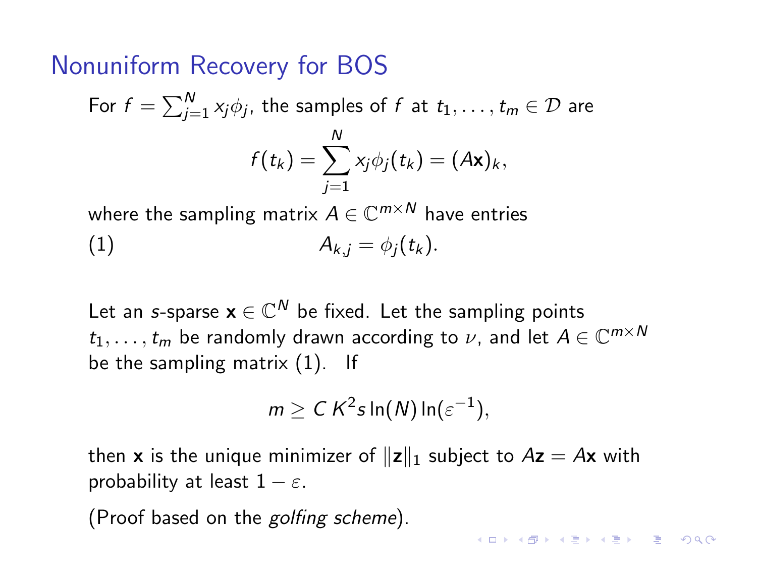# Nonuniform Recovery for BOS

For $f = \sum_{j=1}^{N} x_j \phi_j$, the samples of $f$ at $t_1, \ldots, t_m \in \mathcal{D}$ are

$$f(t_k) = \sum_{j=1}^{N} x_j \phi_j(t_k) = (A\mathbf{x})_k,$$

where the sampling matrix $A \in \mathbb{C}^{m \times N}$ have entries

$$A_{k,j} = \phi_j(t_k). \tag{1}$$

Let an $s$-sparse $\mathbf{x} \in \mathbb{C}^N$ be fixed. Let the sampling points $t_1, \ldots, t_m$ be randomly drawn according to $\nu$, and let $A \in \mathbb{C}^{m \times N}$ be the sampling matrix (1). If

$$m \geq C\, K^2 s \ln(N) \ln(\varepsilon^{-1}),$$

then $\mathbf{x}$ is the unique minimizer of $\|\mathbf{z}\|_1$ subject to $A\mathbf{z} = A\mathbf{x}$ with probability at least $1 - \varepsilon$.

(Proof based on the *golfing scheme*).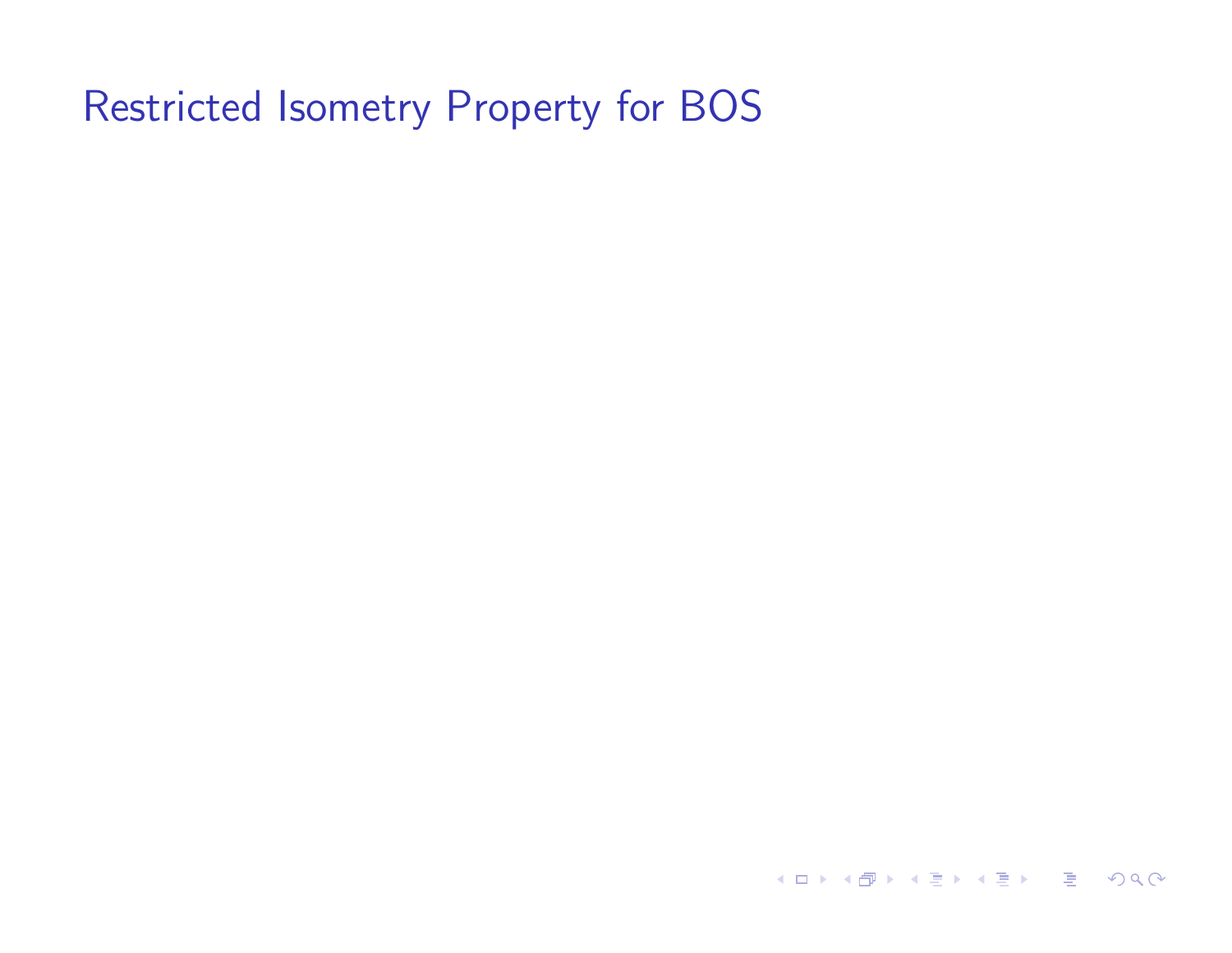# Restricted Isometry Property for BOS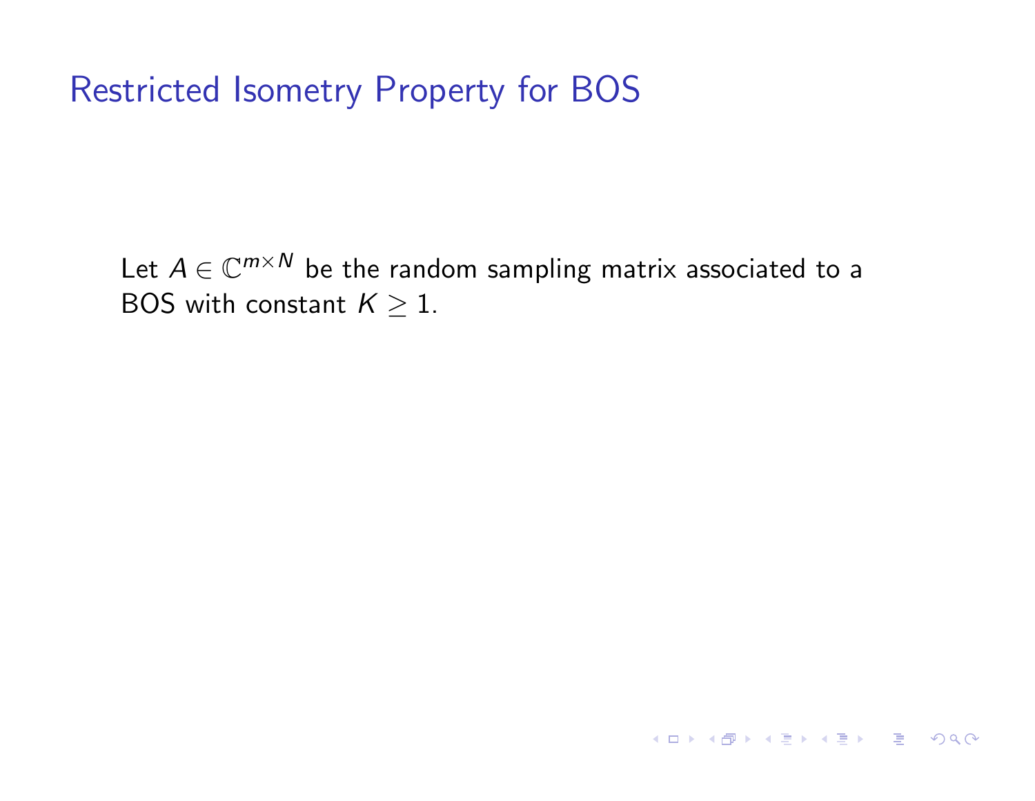# Restricted Isometry Property for BOS

Let $A \in \mathbb{C}^{m \times N}$ be the random sampling matrix associated to a BOS with constant $K \geq 1$.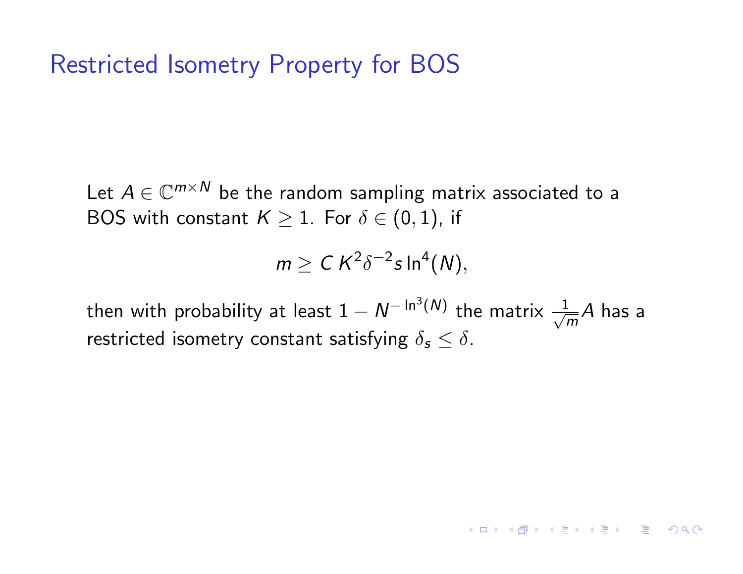# Restricted Isometry Property for BOS

Let $A \in \mathbb{C}^{m \times N}$ be the random sampling matrix associated to a BOS with constant $K \geq 1$. For $\delta \in (0, 1)$, if

$$m \geq C\, K^2 \delta^{-2} s \ln^4(N),$$

then with probability at least $1 - N^{-\ln^3(N)}$ the matrix $\frac{1}{\sqrt{m}} A$ has a restricted isometry constant satisfying $\delta_s \leq \delta$.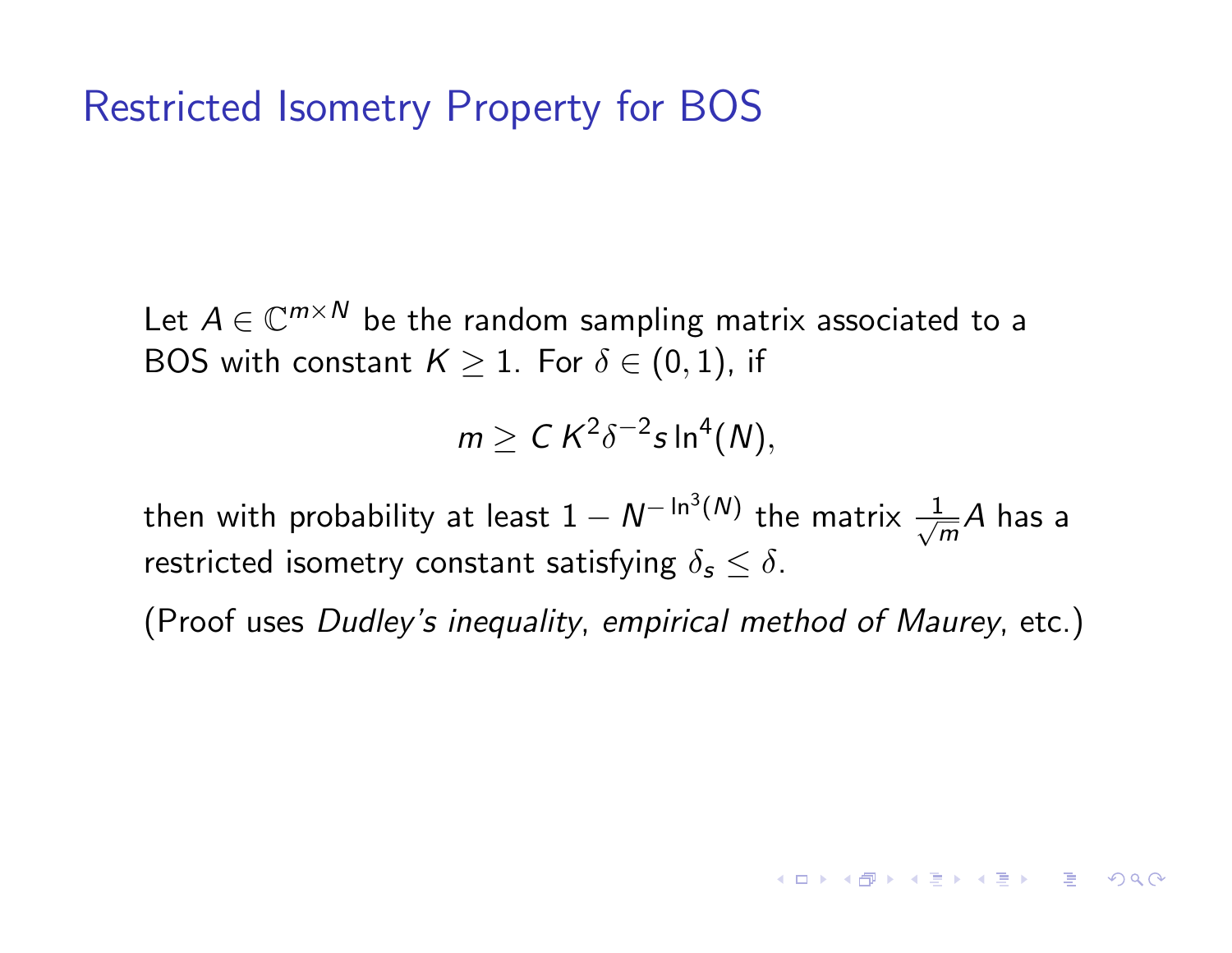# Restricted Isometry Property for BOS

Let $A \in \mathbb{C}^{m \times N}$ be the random sampling matrix associated to a BOS with constant $K \geq 1$. For $\delta \in (0, 1)$, if

$$m \geq C\, K^2 \delta^{-2} s \ln^4(N),$$

then with probability at least $1 - N^{-\ln^3(N)}$ the matrix $\frac{1}{\sqrt{m}} A$ has a restricted isometry constant satisfying $\delta_s \leq \delta$.

(Proof uses *Dudley's inequality*, *empirical method of Maurey*, etc.)